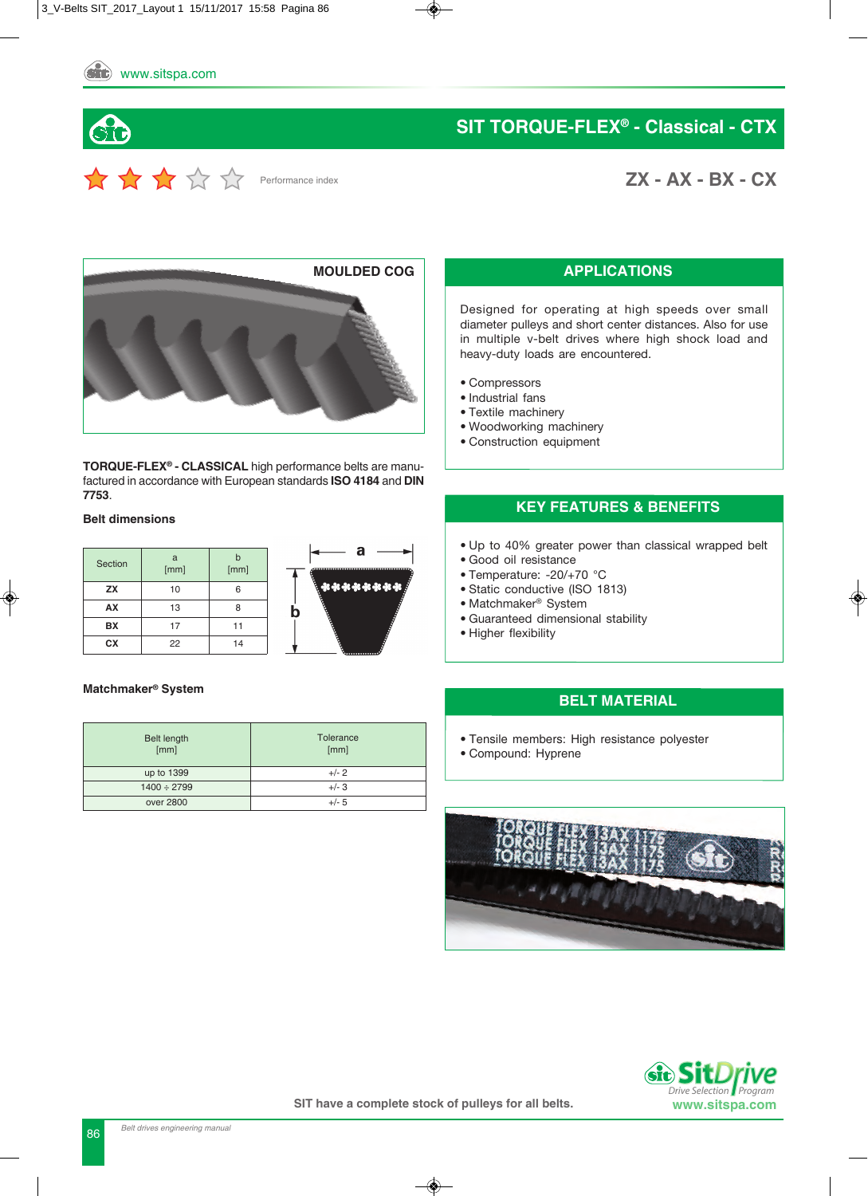# SIT TORQUE-FLEX® - Classical - CTX

Performance index

## ZX - AX - BX - CX

MOULDED COG

**TORQUE-FLEX® - CLASSICAL** high performance belts are manufactured in accordance with European standards **ISO 4184** and **DIN 7753**.

**Belt dimensions**

| Section | a [mm] | b [mm] |
|---|---|---|
| ZX | 10 | 6 |
| AX | 13 | 8 |
| BX | 17 | 11 |
| CX | 22 | 14 |

**Matchmaker® System**

| Belt length [mm] | Tolerance [mm] |
|---|---|
| up to 1399 | +/- 2 |
| 1400 ÷ 2799 | +/- 3 |
| over 2800 | +/- 5 |

## APPLICATIONS

Designed for operating at high speeds over small diameter pulleys and short center distances. Also for use in multiple v-belt drives where high shock load and heavy-duty loads are encountered.

- Compressors
- Industrial fans
- Textile machinery
- Woodworking machinery
- Construction equipment

## KEY FEATURES & BENEFITS

- Up to 40% greater power than classical wrapped belt
- Good oil resistance
- Temperature: -20/+70 °C
- Static conductive (ISO 1813)
- Matchmaker® System
- Guaranteed dimensional stability
- Higher flexibility

## BELT MATERIAL

- Tensile members: High resistance polyester
- Compound: Hyprene

SIT have a complete stock of pulleys for all belts.

SitDrive Drive Selection Program
www.sitspa.com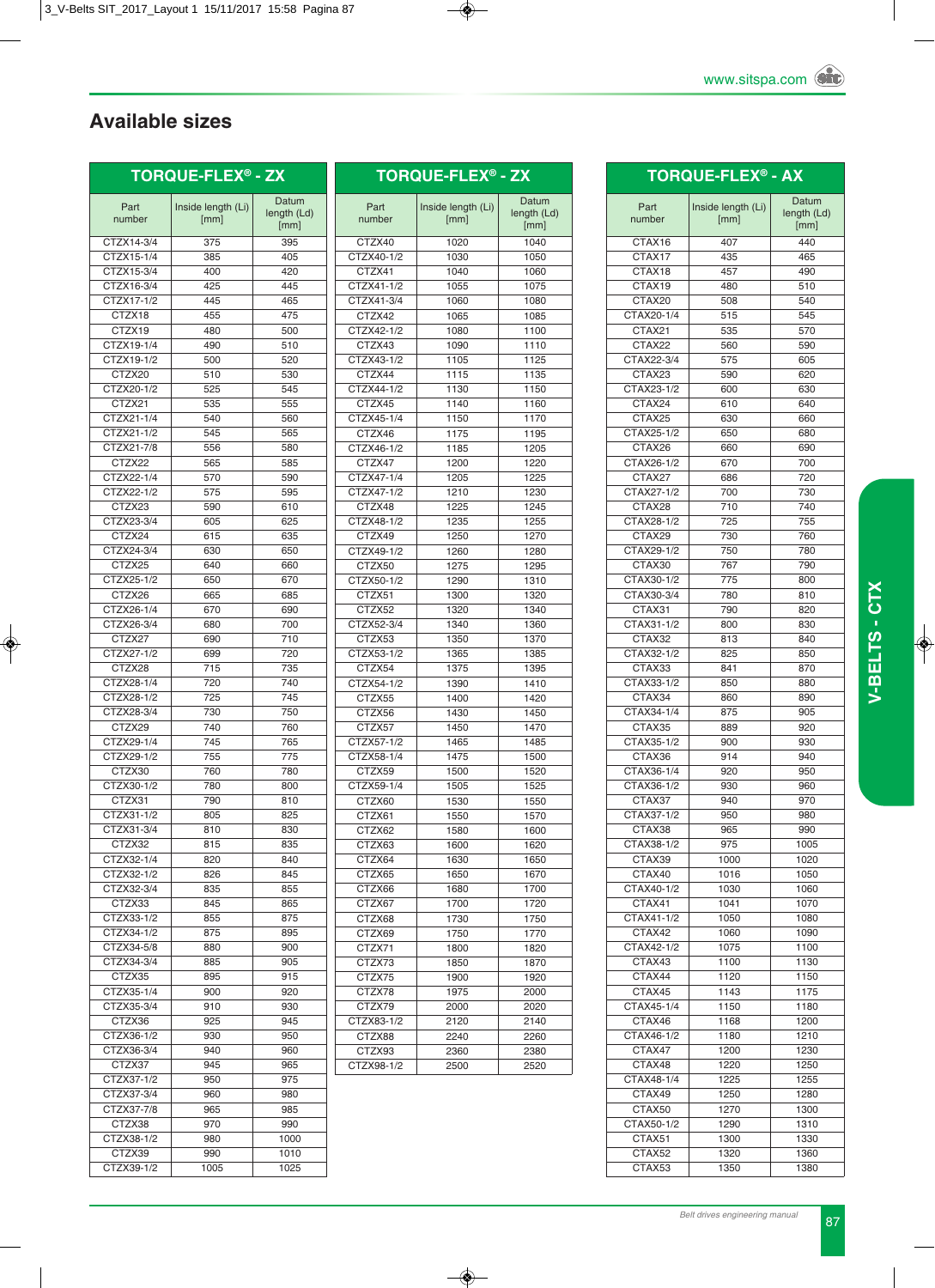## Available sizes

### TORQUE-FLEX® - ZX

| Part number | Inside length (Li) [mm] | Datum length (Ld) [mm] |
|---|---|---|
| CTZX14-3/4 | 375 | 395 |
| CTZX15-1/4 | 385 | 405 |
| CTZX15-3/4 | 400 | 420 |
| CTZX16-3/4 | 425 | 445 |
| CTZX17-1/2 | 445 | 465 |
| CTZX18 | 455 | 475 |
| CTZX19 | 480 | 500 |
| CTZX19-1/4 | 490 | 510 |
| CTZX19-1/2 | 500 | 520 |
| CTZX20 | 510 | 530 |
| CTZX20-1/2 | 525 | 545 |
| CTZX21 | 535 | 555 |
| CTZX21-1/4 | 540 | 560 |
| CTZX21-1/2 | 545 | 565 |
| CTZX21-7/8 | 556 | 580 |
| CTZX22 | 565 | 585 |
| CTZX22-1/4 | 570 | 590 |
| CTZX22-1/2 | 575 | 595 |
| CTZX23 | 590 | 610 |
| CTZX23-3/4 | 605 | 625 |
| CTZX24 | 615 | 635 |
| CTZX24-3/4 | 630 | 650 |
| CTZX25 | 640 | 660 |
| CTZX25-1/2 | 650 | 670 |
| CTZX26 | 665 | 685 |
| CTZX26-1/4 | 670 | 690 |
| CTZX26-3/4 | 680 | 700 |
| CTZX27 | 690 | 710 |
| CTZX27-1/2 | 699 | 720 |
| CTZX28 | 715 | 735 |
| CTZX28-1/4 | 720 | 740 |
| CTZX28-1/2 | 725 | 745 |
| CTZX28-3/4 | 730 | 750 |
| CTZX29 | 740 | 760 |
| CTZX29-1/4 | 745 | 765 |
| CTZX29-1/2 | 755 | 775 |
| CTZX30 | 760 | 780 |
| CTZX30-1/2 | 780 | 800 |
| CTZX31 | 790 | 810 |
| CTZX31-1/2 | 805 | 825 |
| CTZX31-3/4 | 810 | 830 |
| CTZX32 | 815 | 835 |
| CTZX32-1/4 | 820 | 840 |
| CTZX32-1/2 | 826 | 845 |
| CTZX32-3/4 | 835 | 855 |
| CTZX33 | 845 | 865 |
| CTZX33-1/2 | 855 | 875 |
| CTZX34-1/2 | 875 | 895 |
| CTZX34-5/8 | 880 | 900 |
| CTZX34-3/4 | 885 | 905 |
| CTZX35 | 895 | 915 |
| CTZX35-1/4 | 900 | 920 |
| CTZX35-3/4 | 910 | 930 |
| CTZX36 | 925 | 945 |
| CTZX36-1/2 | 930 | 950 |
| CTZX36-3/4 | 940 | 960 |
| CTZX37 | 945 | 965 |
| CTZX37-1/2 | 950 | 975 |
| CTZX37-3/4 | 960 | 980 |
| CTZX37-7/8 | 965 | 985 |
| CTZX38 | 970 | 990 |
| CTZX38-1/2 | 980 | 1000 |
| CTZX39 | 990 | 1010 |
| CTZX39-1/2 | 1005 | 1025 |

### TORQUE-FLEX® - ZX

| Part number | Inside length (Li) [mm] | Datum length (Ld) [mm] |
|---|---|---|
| CTZX40 | 1020 | 1040 |
| CTZX40-1/2 | 1030 | 1050 |
| CTZX41 | 1040 | 1060 |
| CTZX41-1/2 | 1055 | 1075 |
| CTZX41-3/4 | 1060 | 1080 |
| CTZX42 | 1065 | 1085 |
| CTZX42-1/2 | 1080 | 1100 |
| CTZX43 | 1090 | 1110 |
| CTZX43-1/2 | 1105 | 1125 |
| CTZX44 | 1115 | 1135 |
| CTZX44-1/2 | 1130 | 1150 |
| CTZX45 | 1140 | 1160 |
| CTZX45-1/4 | 1150 | 1170 |
| CTZX46 | 1175 | 1195 |
| CTZX46-1/2 | 1185 | 1205 |
| CTZX47 | 1200 | 1220 |
| CTZX47-1/4 | 1205 | 1225 |
| CTZX47-1/2 | 1210 | 1230 |
| CTZX48 | 1225 | 1245 |
| CTZX48-1/2 | 1235 | 1255 |
| CTZX49 | 1250 | 1270 |
| CTZX49-1/2 | 1260 | 1280 |
| CTZX50 | 1275 | 1295 |
| CTZX50-1/2 | 1290 | 1310 |
| CTZX51 | 1300 | 1320 |
| CTZX52 | 1320 | 1340 |
| CTZX52-3/4 | 1340 | 1360 |
| CTZX53 | 1350 | 1370 |
| CTZX53-1/2 | 1365 | 1385 |
| CTZX54 | 1375 | 1395 |
| CTZX54-1/2 | 1390 | 1410 |
| CTZX55 | 1400 | 1420 |
| CTZX56 | 1430 | 1450 |
| CTZX57 | 1450 | 1470 |
| CTZX57-1/2 | 1465 | 1485 |
| CTZX58-1/4 | 1475 | 1500 |
| CTZX59 | 1500 | 1520 |
| CTZX59-1/4 | 1505 | 1525 |
| CTZX60 | 1530 | 1550 |
| CTZX61 | 1550 | 1570 |
| CTZX62 | 1580 | 1600 |
| CTZX63 | 1600 | 1620 |
| CTZX64 | 1630 | 1650 |
| CTZX65 | 1650 | 1670 |
| CTZX66 | 1680 | 1700 |
| CTZX67 | 1700 | 1720 |
| CTZX68 | 1730 | 1750 |
| CTZX69 | 1750 | 1770 |
| CTZX71 | 1800 | 1820 |
| CTZX73 | 1850 | 1870 |
| CTZX75 | 1900 | 1920 |
| CTZX78 | 1975 | 2000 |
| CTZX79 | 2000 | 2020 |
| CTZX83-1/2 | 2120 | 2140 |
| CTZX88 | 2240 | 2260 |
| CTZX93 | 2360 | 2380 |
| CTZX98-1/2 | 2500 | 2520 |

### TORQUE-FLEX® - AX

| Part number | Inside length (Li) [mm] | Datum length (Ld) [mm] |
|---|---|---|
| CTAX16 | 407 | 440 |
| CTAX17 | 435 | 465 |
| CTAX18 | 457 | 490 |
| CTAX19 | 480 | 510 |
| CTAX20 | 508 | 540 |
| CTAX20-1/4 | 515 | 545 |
| CTAX21 | 535 | 570 |
| CTAX22 | 560 | 590 |
| CTAX22-3/4 | 575 | 605 |
| CTAX23 | 590 | 620 |
| CTAX23-1/2 | 600 | 630 |
| CTAX24 | 610 | 640 |
| CTAX25 | 630 | 660 |
| CTAX25-1/2 | 650 | 680 |
| CTAX26 | 660 | 690 |
| CTAX26-1/2 | 670 | 700 |
| CTAX27 | 686 | 720 |
| CTAX27-1/2 | 700 | 730 |
| CTAX28 | 710 | 740 |
| CTAX28-1/2 | 725 | 755 |
| CTAX29 | 730 | 760 |
| CTAX29-1/2 | 750 | 780 |
| CTAX30 | 767 | 790 |
| CTAX30-1/2 | 775 | 800 |
| CTAX30-3/4 | 780 | 810 |
| CTAX31 | 790 | 820 |
| CTAX31-1/2 | 800 | 830 |
| CTAX32 | 813 | 840 |
| CTAX32-1/2 | 825 | 850 |
| CTAX33 | 841 | 870 |
| CTAX33-1/2 | 850 | 880 |
| CTAX34 | 860 | 890 |
| CTAX34-1/4 | 875 | 905 |
| CTAX35 | 889 | 920 |
| CTAX35-1/2 | 900 | 930 |
| CTAX36 | 914 | 940 |
| CTAX36-1/4 | 920 | 950 |
| CTAX36-1/2 | 930 | 960 |
| CTAX37 | 940 | 970 |
| CTAX37-1/2 | 950 | 980 |
| CTAX38 | 965 | 990 |
| CTAX38-1/2 | 975 | 1005 |
| CTAX39 | 1000 | 1020 |
| CTAX40 | 1016 | 1050 |
| CTAX40-1/2 | 1030 | 1060 |
| CTAX41 | 1041 | 1070 |
| CTAX41-1/2 | 1050 | 1080 |
| CTAX42 | 1060 | 1090 |
| CTAX42-1/2 | 1075 | 1100 |
| CTAX43 | 1100 | 1130 |
| CTAX44 | 1120 | 1150 |
| CTAX45 | 1143 | 1175 |
| CTAX45-1/4 | 1150 | 1180 |
| CTAX46 | 1168 | 1200 |
| CTAX46-1/2 | 1180 | 1210 |
| CTAX47 | 1200 | 1230 |
| CTAX48 | 1220 | 1250 |
| CTAX48-1/4 | 1225 | 1255 |
| CTAX49 | 1250 | 1280 |
| CTAX50 | 1270 | 1300 |
| CTAX50-1/2 | 1290 | 1310 |
| CTAX51 | 1300 | 1330 |
| CTAX52 | 1320 | 1360 |
| CTAX53 | 1350 | 1380 |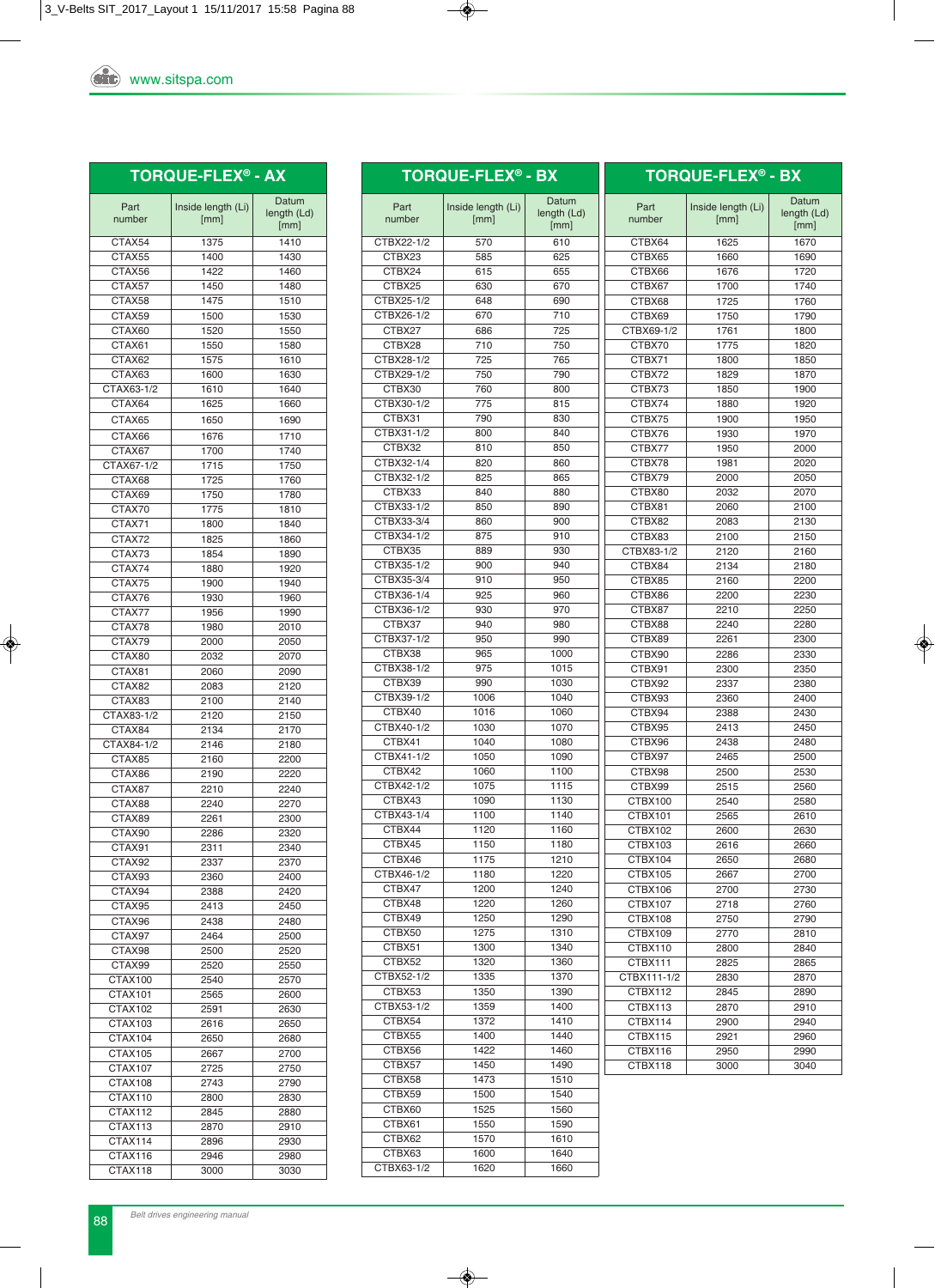## TORQUE-FLEX® - AX

| Part number | Inside length (Li) [mm] | Datum length (Ld) [mm] |
|---|---|---|
| CTAX54 | 1375 | 1410 |
| CTAX55 | 1400 | 1430 |
| CTAX56 | 1422 | 1460 |
| CTAX57 | 1450 | 1480 |
| CTAX58 | 1475 | 1510 |
| CTAX59 | 1500 | 1530 |
| CTAX60 | 1520 | 1550 |
| CTAX61 | 1550 | 1580 |
| CTAX62 | 1575 | 1610 |
| CTAX63 | 1600 | 1630 |
| CTAX63-1/2 | 1610 | 1640 |
| CTAX64 | 1625 | 1660 |
| CTAX65 | 1650 | 1690 |
| CTAX66 | 1676 | 1710 |
| CTAX67 | 1700 | 1740 |
| CTAX67-1/2 | 1715 | 1750 |
| CTAX68 | 1725 | 1760 |
| CTAX69 | 1750 | 1780 |
| CTAX70 | 1775 | 1810 |
| CTAX71 | 1800 | 1840 |
| CTAX72 | 1825 | 1860 |
| CTAX73 | 1854 | 1890 |
| CTAX74 | 1880 | 1920 |
| CTAX75 | 1900 | 1940 |
| CTAX76 | 1930 | 1960 |
| CTAX77 | 1956 | 1990 |
| CTAX78 | 1980 | 2010 |
| CTAX79 | 2000 | 2050 |
| CTAX80 | 2032 | 2070 |
| CTAX81 | 2060 | 2090 |
| CTAX82 | 2083 | 2120 |
| CTAX83 | 2100 | 2140 |
| CTAX83-1/2 | 2120 | 2150 |
| CTAX84 | 2134 | 2170 |
| CTAX84-1/2 | 2146 | 2180 |
| CTAX85 | 2160 | 2200 |
| CTAX86 | 2190 | 2220 |
| CTAX87 | 2210 | 2240 |
| CTAX88 | 2240 | 2270 |
| CTAX89 | 2261 | 2300 |
| CTAX90 | 2286 | 2320 |
| CTAX91 | 2311 | 2340 |
| CTAX92 | 2337 | 2370 |
| CTAX93 | 2360 | 2400 |
| CTAX94 | 2388 | 2420 |
| CTAX95 | 2413 | 2450 |
| CTAX96 | 2438 | 2480 |
| CTAX97 | 2464 | 2500 |
| CTAX98 | 2500 | 2520 |
| CTAX99 | 2520 | 2550 |
| CTAX100 | 2540 | 2570 |
| CTAX101 | 2565 | 2600 |
| CTAX102 | 2591 | 2630 |
| CTAX103 | 2616 | 2650 |
| CTAX104 | 2650 | 2680 |
| CTAX105 | 2667 | 2700 |
| CTAX107 | 2725 | 2750 |
| CTAX108 | 2743 | 2790 |
| CTAX110 | 2800 | 2830 |
| CTAX112 | 2845 | 2880 |
| CTAX113 | 2870 | 2910 |
| CTAX114 | 2896 | 2930 |
| CTAX116 | 2946 | 2980 |
| CTAX118 | 3000 | 3030 |

## TORQUE-FLEX® - BX

| Part number | Inside length (Li) [mm] | Datum length (Ld) [mm] |
|---|---|---|
| CTBX22-1/2 | 570 | 610 |
| CTBX23 | 585 | 625 |
| CTBX24 | 615 | 655 |
| CTBX25 | 630 | 670 |
| CTBX25-1/2 | 648 | 690 |
| CTBX26-1/2 | 670 | 710 |
| CTBX27 | 686 | 725 |
| CTBX28 | 710 | 750 |
| CTBX28-1/2 | 725 | 765 |
| CTBX29-1/2 | 750 | 790 |
| CTBX30 | 760 | 800 |
| CTBX30-1/2 | 775 | 815 |
| CTBX31 | 790 | 830 |
| CTBX31-1/2 | 800 | 840 |
| CTBX32 | 810 | 850 |
| CTBX32-1/4 | 820 | 860 |
| CTBX32-1/2 | 825 | 865 |
| CTBX33 | 840 | 880 |
| CTBX33-1/2 | 850 | 890 |
| CTBX33-3/4 | 860 | 900 |
| CTBX34-1/2 | 875 | 910 |
| CTBX35 | 889 | 930 |
| CTBX35-1/2 | 900 | 940 |
| CTBX35-3/4 | 910 | 950 |
| CTBX36-1/4 | 925 | 960 |
| CTBX36-1/2 | 930 | 970 |
| CTBX37 | 940 | 980 |
| CTBX37-1/2 | 950 | 990 |
| CTBX38 | 965 | 1000 |
| CTBX38-1/2 | 975 | 1015 |
| CTBX39 | 990 | 1030 |
| CTBX39-1/2 | 1006 | 1040 |
| CTBX40 | 1016 | 1060 |
| CTBX40-1/2 | 1030 | 1070 |
| CTBX41 | 1040 | 1080 |
| CTBX41-1/2 | 1050 | 1090 |
| CTBX42 | 1060 | 1100 |
| CTBX42-1/2 | 1075 | 1115 |
| CTBX43 | 1090 | 1130 |
| CTBX43-1/4 | 1100 | 1140 |
| CTBX44 | 1120 | 1160 |
| CTBX45 | 1150 | 1180 |
| CTBX46 | 1175 | 1210 |
| CTBX46-1/2 | 1180 | 1220 |
| CTBX47 | 1200 | 1240 |
| CTBX48 | 1220 | 1260 |
| CTBX49 | 1250 | 1290 |
| CTBX50 | 1275 | 1310 |
| CTBX51 | 1300 | 1340 |
| CTBX52 | 1320 | 1360 |
| CTBX52-1/2 | 1335 | 1370 |
| CTBX53 | 1350 | 1390 |
| CTBX53-1/2 | 1359 | 1400 |
| CTBX54 | 1372 | 1410 |
| CTBX55 | 1400 | 1440 |
| CTBX56 | 1422 | 1460 |
| CTBX57 | 1450 | 1490 |
| CTBX58 | 1473 | 1510 |
| CTBX59 | 1500 | 1540 |
| CTBX60 | 1525 | 1560 |
| CTBX61 | 1550 | 1590 |
| CTBX62 | 1570 | 1610 |
| CTBX63 | 1600 | 1640 |
| CTBX63-1/2 | 1620 | 1660 |

## TORQUE-FLEX® - BX

| Part number | Inside length (Li) [mm] | Datum length (Ld) [mm] |
|---|---|---|
| CTBX64 | 1625 | 1670 |
| CTBX65 | 1660 | 1690 |
| CTBX66 | 1676 | 1720 |
| CTBX67 | 1700 | 1740 |
| CTBX68 | 1725 | 1760 |
| CTBX69 | 1750 | 1790 |
| CTBX69-1/2 | 1761 | 1800 |
| CTBX70 | 1775 | 1820 |
| CTBX71 | 1800 | 1850 |
| CTBX72 | 1829 | 1870 |
| CTBX73 | 1850 | 1900 |
| CTBX74 | 1880 | 1920 |
| CTBX75 | 1900 | 1950 |
| CTBX76 | 1930 | 1970 |
| CTBX77 | 1950 | 2000 |
| CTBX78 | 1981 | 2020 |
| CTBX79 | 2000 | 2050 |
| CTBX80 | 2032 | 2070 |
| CTBX81 | 2060 | 2100 |
| CTBX82 | 2083 | 2130 |
| CTBX83 | 2100 | 2150 |
| CTBX83-1/2 | 2120 | 2160 |
| CTBX84 | 2134 | 2180 |
| CTBX85 | 2160 | 2200 |
| CTBX86 | 2200 | 2230 |
| CTBX87 | 2210 | 2250 |
| CTBX88 | 2240 | 2280 |
| CTBX89 | 2261 | 2300 |
| CTBX90 | 2286 | 2330 |
| CTBX91 | 2300 | 2350 |
| CTBX92 | 2337 | 2380 |
| CTBX93 | 2360 | 2400 |
| CTBX94 | 2388 | 2430 |
| CTBX95 | 2413 | 2450 |
| CTBX96 | 2438 | 2480 |
| CTBX97 | 2465 | 2500 |
| CTBX98 | 2500 | 2530 |
| CTBX99 | 2515 | 2560 |
| CTBX100 | 2540 | 2580 |
| CTBX101 | 2565 | 2610 |
| CTBX102 | 2600 | 2630 |
| CTBX103 | 2616 | 2660 |
| CTBX104 | 2650 | 2680 |
| CTBX105 | 2667 | 2700 |
| CTBX106 | 2700 | 2730 |
| CTBX107 | 2718 | 2760 |
| CTBX108 | 2750 | 2790 |
| CTBX109 | 2770 | 2810 |
| CTBX110 | 2800 | 2840 |
| CTBX111 | 2825 | 2865 |
| CTBX111-1/2 | 2830 | 2870 |
| CTBX112 | 2845 | 2890 |
| CTBX113 | 2870 | 2910 |
| CTBX114 | 2900 | 2940 |
| CTBX115 | 2921 | 2960 |
| CTBX116 | 2950 | 2990 |
| CTBX118 | 3000 | 3040 |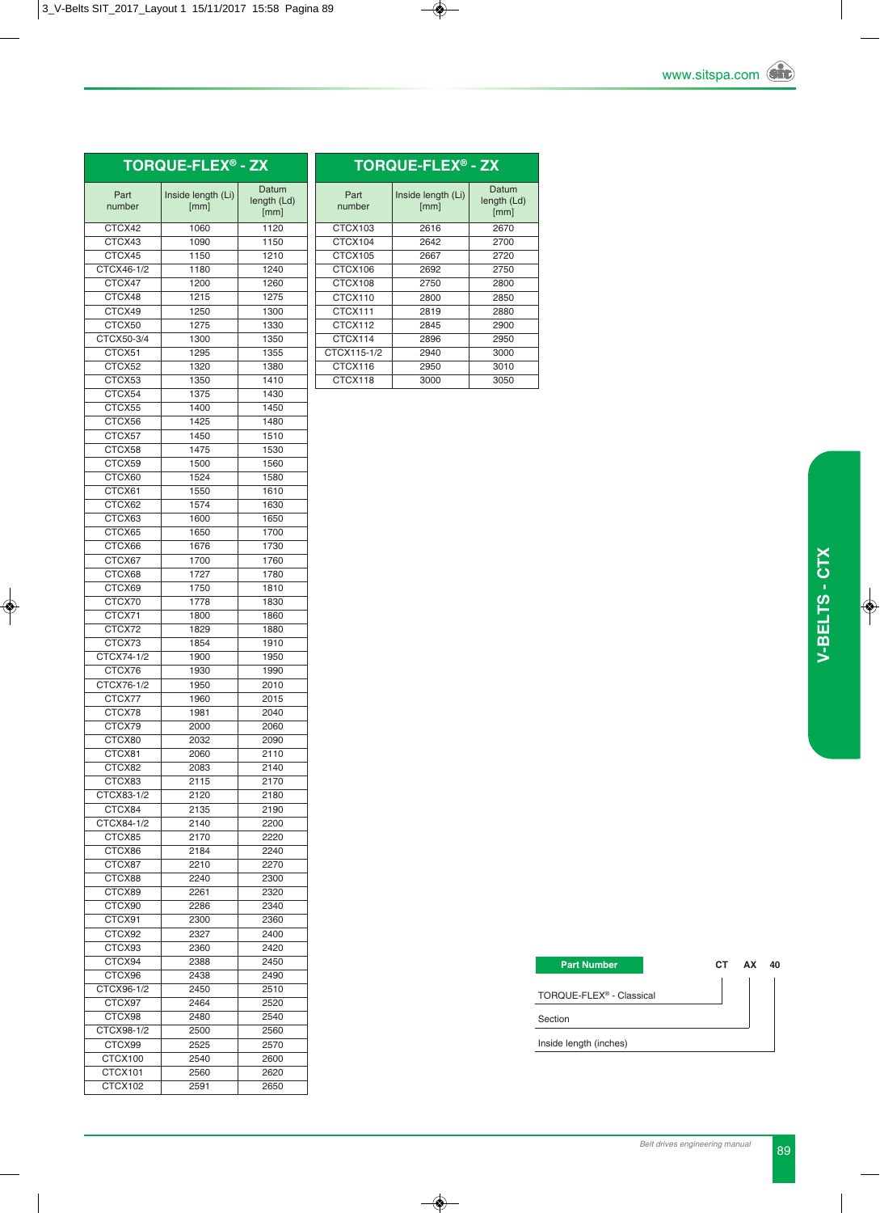## TORQUE-FLEX® - ZX

| Part number | Inside length (Li) [mm] | Datum length (Ld) [mm] |
|---|---|---|
| CTCX42 | 1060 | 1120 |
| CTCX43 | 1090 | 1150 |
| CTCX45 | 1150 | 1210 |
| CTCX46-1/2 | 1180 | 1240 |
| CTCX47 | 1200 | 1260 |
| CTCX48 | 1215 | 1275 |
| CTCX49 | 1250 | 1300 |
| CTCX50 | 1275 | 1330 |
| CTCX50-3/4 | 1300 | 1350 |
| CTCX51 | 1295 | 1355 |
| CTCX52 | 1320 | 1380 |
| CTCX53 | 1350 | 1410 |
| CTCX54 | 1375 | 1430 |
| CTCX55 | 1400 | 1450 |
| CTCX56 | 1425 | 1480 |
| CTCX57 | 1450 | 1510 |
| CTCX58 | 1475 | 1530 |
| CTCX59 | 1500 | 1560 |
| CTCX60 | 1524 | 1580 |
| CTCX61 | 1550 | 1610 |
| CTCX62 | 1574 | 1630 |
| CTCX63 | 1600 | 1650 |
| CTCX65 | 1650 | 1700 |
| CTCX66 | 1676 | 1730 |
| CTCX67 | 1700 | 1760 |
| CTCX68 | 1727 | 1780 |
| CTCX69 | 1750 | 1810 |
| CTCX70 | 1778 | 1830 |
| CTCX71 | 1800 | 1860 |
| CTCX72 | 1829 | 1880 |
| CTCX73 | 1854 | 1910 |
| CTCX74-1/2 | 1900 | 1950 |
| CTCX76 | 1930 | 1990 |
| CTCX76-1/2 | 1950 | 2010 |
| CTCX77 | 1960 | 2015 |
| CTCX78 | 1981 | 2040 |
| CTCX79 | 2000 | 2060 |
| CTCX80 | 2032 | 2090 |
| CTCX81 | 2060 | 2110 |
| CTCX82 | 2083 | 2140 |
| CTCX83 | 2115 | 2170 |
| CTCX83-1/2 | 2120 | 2180 |
| CTCX84 | 2135 | 2190 |
| CTCX84-1/2 | 2140 | 2200 |
| CTCX85 | 2170 | 2220 |
| CTCX86 | 2184 | 2240 |
| CTCX87 | 2210 | 2270 |
| CTCX88 | 2240 | 2300 |
| CTCX89 | 2261 | 2320 |
| CTCX90 | 2286 | 2340 |
| CTCX91 | 2300 | 2360 |
| CTCX92 | 2327 | 2400 |
| CTCX93 | 2360 | 2420 |
| CTCX94 | 2388 | 2450 |
| CTCX96 | 2438 | 2490 |
| CTCX96-1/2 | 2450 | 2510 |
| CTCX97 | 2464 | 2520 |
| CTCX98 | 2480 | 2540 |
| CTCX98-1/2 | 2500 | 2560 |
| CTCX99 | 2525 | 2570 |
| CTCX100 | 2540 | 2600 |
| CTCX101 | 2560 | 2620 |
| CTCX102 | 2591 | 2650 |
| CTCX103 | 2616 | 2670 |
| CTCX104 | 2642 | 2700 |
| CTCX105 | 2667 | 2720 |
| CTCX106 | 2692 | 2750 |
| CTCX108 | 2750 | 2800 |
| CTCX110 | 2800 | 2850 |
| CTCX111 | 2819 | 2880 |
| CTCX112 | 2845 | 2900 |
| CTCX114 | 2896 | 2950 |
| CTCX115-1/2 | 2940 | 3000 |
| CTCX116 | 2950 | 3010 |
| CTCX118 | 3000 | 3050 |

**Part Number** CT AX 40

- CT: TORQUE-FLEX® - Classical
- AX: Section
- 40: Inside length (inches)

V-BELTS - CTX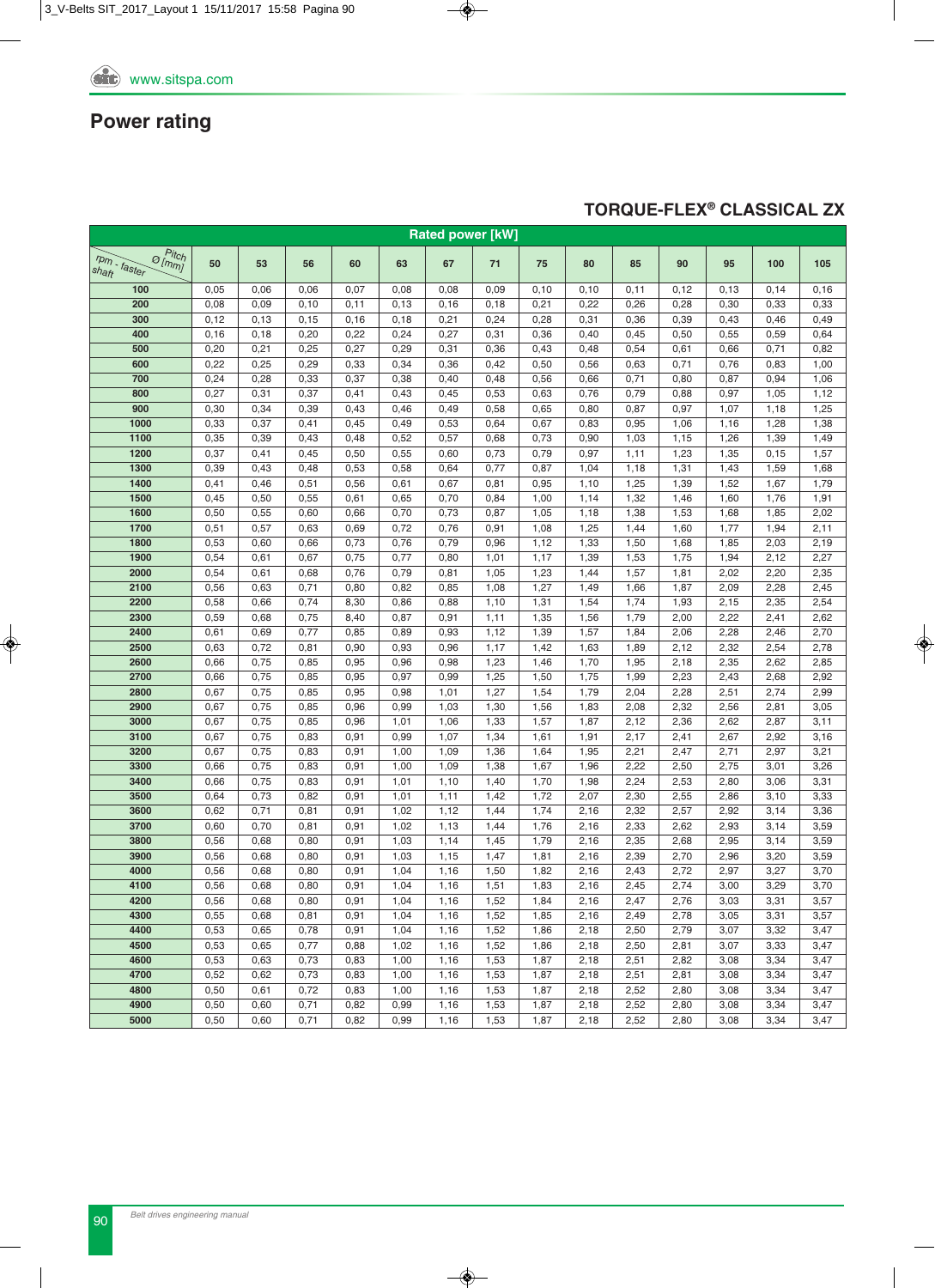## Power rating

### TORQUE-FLEX® CLASSICAL ZX

| Rated power [kW] | | | | | | | | | | | | | | |
|---|---|---|---|---|---|---|---|---|---|---|---|---|---|---|
| rpm - faster shaft / Pitch Ø [mm] | 50 | 53 | 56 | 60 | 63 | 67 | 71 | 75 | 80 | 85 | 90 | 95 | 100 | 105 |
| **100** | 0,05 | 0,06 | 0,06 | 0,07 | 0,08 | 0,08 | 0,09 | 0,10 | 0,10 | 0,11 | 0,12 | 0,13 | 0,14 | 0,16 |
| **200** | 0,08 | 0,09 | 0,10 | 0,11 | 0,13 | 0,16 | 0,18 | 0,21 | 0,22 | 0,26 | 0,28 | 0,30 | 0,33 | 0,33 |
| **300** | 0,12 | 0,13 | 0,15 | 0,16 | 0,18 | 0,21 | 0,24 | 0,28 | 0,31 | 0,36 | 0,39 | 0,43 | 0,46 | 0,49 |
| **400** | 0,16 | 0,18 | 0,20 | 0,22 | 0,24 | 0,27 | 0,31 | 0,36 | 0,40 | 0,45 | 0,50 | 0,55 | 0,59 | 0,64 |
| **500** | 0,20 | 0,21 | 0,25 | 0,27 | 0,29 | 0,31 | 0,36 | 0,43 | 0,48 | 0,54 | 0,61 | 0,66 | 0,71 | 0,82 |
| **600** | 0,22 | 0,25 | 0,29 | 0,33 | 0,34 | 0,36 | 0,42 | 0,50 | 0,56 | 0,63 | 0,71 | 0,76 | 0,83 | 1,00 |
| **700** | 0,24 | 0,28 | 0,33 | 0,37 | 0,38 | 0,40 | 0,48 | 0,56 | 0,66 | 0,71 | 0,80 | 0,87 | 0,94 | 1,06 |
| **800** | 0,27 | 0,31 | 0,37 | 0,41 | 0,43 | 0,45 | 0,53 | 0,63 | 0,76 | 0,79 | 0,88 | 0,97 | 1,05 | 1,12 |
| **900** | 0,30 | 0,34 | 0,39 | 0,43 | 0,46 | 0,49 | 0,58 | 0,65 | 0,80 | 0,87 | 0,97 | 1,07 | 1,18 | 1,25 |
| **1000** | 0,33 | 0,37 | 0,41 | 0,45 | 0,49 | 0,53 | 0,64 | 0,67 | 0,83 | 0,95 | 1,06 | 1,16 | 1,28 | 1,38 |
| **1100** | 0,35 | 0,39 | 0,43 | 0,48 | 0,52 | 0,57 | 0,68 | 0,73 | 0,90 | 1,03 | 1,15 | 1,26 | 1,39 | 1,49 |
| **1200** | 0,37 | 0,41 | 0,45 | 0,50 | 0,55 | 0,60 | 0,73 | 0,79 | 0,97 | 1,11 | 1,23 | 1,35 | 0,15 | 1,57 |
| **1300** | 0,39 | 0,43 | 0,48 | 0,53 | 0,58 | 0,64 | 0,77 | 0,87 | 1,04 | 1,18 | 1,31 | 1,43 | 1,59 | 1,68 |
| **1400** | 0,41 | 0,46 | 0,51 | 0,56 | 0,61 | 0,67 | 0,81 | 0,95 | 1,10 | 1,25 | 1,39 | 1,52 | 1,67 | 1,79 |
| **1500** | 0,45 | 0,50 | 0,55 | 0,61 | 0,65 | 0,70 | 0,84 | 1,00 | 1,14 | 1,32 | 1,46 | 1,60 | 1,76 | 1,91 |
| **1600** | 0,50 | 0,55 | 0,60 | 0,66 | 0,70 | 0,73 | 0,87 | 1,05 | 1,18 | 1,38 | 1,53 | 1,68 | 1,85 | 2,02 |
| **1700** | 0,51 | 0,57 | 0,63 | 0,69 | 0,72 | 0,76 | 0,91 | 1,08 | 1,25 | 1,44 | 1,60 | 1,77 | 1,94 | 2,11 |
| **1800** | 0,53 | 0,60 | 0,66 | 0,73 | 0,76 | 0,79 | 0,96 | 1,12 | 1,33 | 1,50 | 1,68 | 1,85 | 2,03 | 2,19 |
| **1900** | 0,54 | 0,61 | 0,67 | 0,75 | 0,77 | 0,80 | 1,01 | 1,17 | 1,39 | 1,53 | 1,75 | 1,94 | 2,12 | 2,27 |
| **2000** | 0,54 | 0,61 | 0,68 | 0,76 | 0,79 | 0,81 | 1,05 | 1,23 | 1,44 | 1,57 | 1,81 | 2,02 | 2,20 | 2,35 |
| **2100** | 0,56 | 0,63 | 0,71 | 0,80 | 0,82 | 0,85 | 1,08 | 1,27 | 1,49 | 1,66 | 1,87 | 2,09 | 2,28 | 2,45 |
| **2200** | 0,58 | 0,66 | 0,74 | 8,30 | 0,86 | 0,88 | 1,10 | 1,31 | 1,54 | 1,74 | 1,93 | 2,15 | 2,35 | 2,54 |
| **2300** | 0,59 | 0,68 | 0,75 | 8,40 | 0,87 | 0,91 | 1,11 | 1,35 | 1,56 | 1,79 | 2,00 | 2,22 | 2,41 | 2,62 |
| **2400** | 0,61 | 0,69 | 0,77 | 0,85 | 0,89 | 0,93 | 1,12 | 1,39 | 1,57 | 1,84 | 2,06 | 2,28 | 2,46 | 2,70 |
| **2500** | 0,63 | 0,72 | 0,81 | 0,90 | 0,93 | 0,96 | 1,17 | 1,42 | 1,63 | 1,89 | 2,12 | 2,32 | 2,54 | 2,78 |
| **2600** | 0,66 | 0,75 | 0,85 | 0,95 | 0,96 | 0,98 | 1,23 | 1,46 | 1,70 | 1,95 | 2,18 | 2,35 | 2,62 | 2,85 |
| **2700** | 0,66 | 0,75 | 0,85 | 0,95 | 0,97 | 0,99 | 1,25 | 1,50 | 1,75 | 1,99 | 2,23 | 2,43 | 2,68 | 2,92 |
| **2800** | 0,67 | 0,75 | 0,85 | 0,95 | 0,98 | 1,01 | 1,27 | 1,54 | 1,79 | 2,04 | 2,28 | 2,51 | 2,74 | 2,99 |
| **2900** | 0,67 | 0,75 | 0,85 | 0,96 | 0,99 | 1,03 | 1,30 | 1,56 | 1,83 | 2,08 | 2,32 | 2,56 | 2,81 | 3,05 |
| **3000** | 0,67 | 0,75 | 0,85 | 0,96 | 1,01 | 1,06 | 1,33 | 1,57 | 1,87 | 2,12 | 2,36 | 2,62 | 2,87 | 3,11 |
| **3100** | 0,67 | 0,75 | 0,83 | 0,91 | 0,99 | 1,07 | 1,34 | 1,61 | 1,91 | 2,17 | 2,41 | 2,67 | 2,92 | 3,16 |
| **3200** | 0,67 | 0,75 | 0,83 | 0,91 | 1,00 | 1,09 | 1,36 | 1,64 | 1,95 | 2,21 | 2,47 | 2,71 | 2,97 | 3,21 |
| **3300** | 0,66 | 0,75 | 0,83 | 0,91 | 1,00 | 1,09 | 1,38 | 1,67 | 1,96 | 2,22 | 2,50 | 2,75 | 3,01 | 3,26 |
| **3400** | 0,66 | 0,75 | 0,83 | 0,91 | 1,01 | 1,10 | 1,40 | 1,70 | 1,98 | 2,24 | 2,53 | 2,80 | 3,06 | 3,31 |
| **3500** | 0,64 | 0,73 | 0,82 | 0,91 | 1,01 | 1,11 | 1,42 | 1,72 | 2,07 | 2,30 | 2,55 | 2,86 | 3,10 | 3,33 |
| **3600** | 0,62 | 0,71 | 0,81 | 0,91 | 1,02 | 1,12 | 1,44 | 1,74 | 2,16 | 2,32 | 2,57 | 2,92 | 3,14 | 3,36 |
| **3700** | 0,60 | 0,70 | 0,81 | 0,91 | 1,02 | 1,13 | 1,44 | 1,76 | 2,16 | 2,33 | 2,62 | 2,93 | 3,14 | 3,59 |
| **3800** | 0,56 | 0,68 | 0,80 | 0,91 | 1,03 | 1,14 | 1,45 | 1,79 | 2,16 | 2,35 | 2,68 | 2,95 | 3,14 | 3,59 |
| **3900** | 0,56 | 0,68 | 0,80 | 0,91 | 1,03 | 1,15 | 1,47 | 1,81 | 2,16 | 2,39 | 2,70 | 2,96 | 3,20 | 3,59 |
| **4000** | 0,56 | 0,68 | 0,80 | 0,91 | 1,04 | 1,16 | 1,50 | 1,82 | 2,16 | 2,43 | 2,72 | 2,97 | 3,27 | 3,70 |
| **4100** | 0,56 | 0,68 | 0,80 | 0,91 | 1,04 | 1,16 | 1,51 | 1,83 | 2,16 | 2,45 | 2,74 | 3,00 | 3,29 | 3,70 |
| **4200** | 0,56 | 0,68 | 0,80 | 0,91 | 1,04 | 1,16 | 1,52 | 1,84 | 2,16 | 2,47 | 2,76 | 3,03 | 3,31 | 3,57 |
| **4300** | 0,55 | 0,68 | 0,81 | 0,91 | 1,04 | 1,16 | 1,52 | 1,85 | 2,16 | 2,49 | 2,78 | 3,05 | 3,31 | 3,57 |
| **4400** | 0,53 | 0,65 | 0,78 | 0,91 | 1,04 | 1,16 | 1,52 | 1,86 | 2,18 | 2,50 | 2,79 | 3,07 | 3,32 | 3,47 |
| **4500** | 0,53 | 0,65 | 0,77 | 0,88 | 1,02 | 1,16 | 1,52 | 1,86 | 2,18 | 2,50 | 2,81 | 3,07 | 3,33 | 3,47 |
| **4600** | 0,53 | 0,63 | 0,73 | 0,83 | 1,00 | 1,16 | 1,53 | 1,87 | 2,18 | 2,51 | 2,82 | 3,08 | 3,34 | 3,47 |
| **4700** | 0,52 | 0,62 | 0,73 | 0,83 | 1,00 | 1,16 | 1,53 | 1,87 | 2,18 | 2,51 | 2,81 | 3,08 | 3,34 | 3,47 |
| **4800** | 0,50 | 0,61 | 0,72 | 0,83 | 1,00 | 1,16 | 1,53 | 1,87 | 2,18 | 2,52 | 2,80 | 3,08 | 3,34 | 3,47 |
| **4900** | 0,50 | 0,60 | 0,71 | 0,82 | 0,99 | 1,16 | 1,53 | 1,87 | 2,18 | 2,52 | 2,80 | 3,08 | 3,34 | 3,47 |
| **5000** | 0,50 | 0,60 | 0,71 | 0,82 | 0,99 | 1,16 | 1,53 | 1,87 | 2,18 | 2,52 | 2,80 | 3,08 | 3,34 | 3,47 |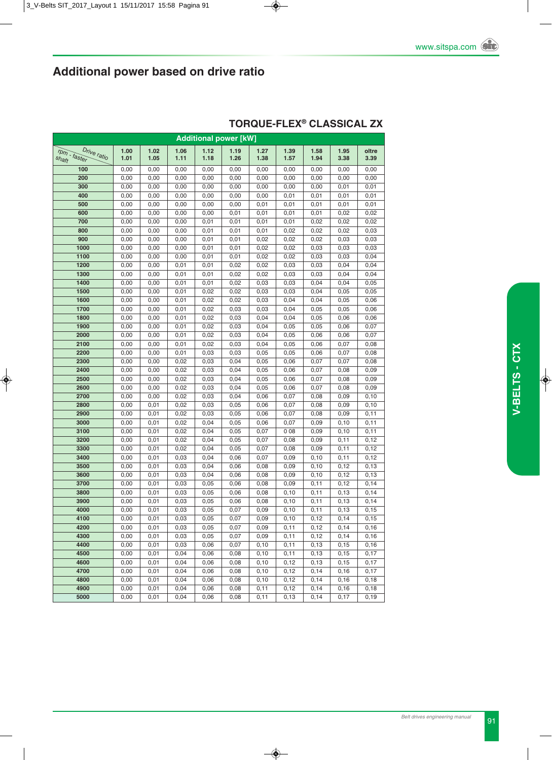# Additional power based on drive ratio

## TORQUE-FLEX® CLASSICAL ZX

| Additional power [kW] | | | | | | | | | | |
|---|---|---|---|---|---|---|---|---|---|---|
| rpm - faster shaft / Drive ratio | 1.00 1.01 | 1.02 1.05 | 1.06 1.11 | 1.12 1.18 | 1.19 1.26 | 1.27 1.38 | 1.39 1.57 | 1.58 1.94 | 1.95 3.38 | oltre 3.39 |
| 100 | 0,00 | 0,00 | 0,00 | 0,00 | 0,00 | 0,00 | 0,00 | 0,00 | 0,00 | 0,00 |
| 200 | 0,00 | 0,00 | 0,00 | 0,00 | 0,00 | 0,00 | 0,00 | 0,00 | 0,00 | 0,00 |
| 300 | 0,00 | 0,00 | 0,00 | 0,00 | 0,00 | 0,00 | 0,00 | 0,00 | 0,01 | 0,01 |
| 400 | 0,00 | 0,00 | 0,00 | 0,00 | 0,00 | 0,00 | 0,01 | 0,01 | 0,01 | 0,01 |
| 500 | 0,00 | 0,00 | 0,00 | 0,00 | 0,00 | 0,01 | 0,01 | 0,01 | 0,01 | 0,01 |
| 600 | 0,00 | 0,00 | 0,00 | 0,00 | 0,01 | 0,01 | 0,01 | 0,01 | 0,02 | 0,02 |
| 700 | 0,00 | 0,00 | 0,00 | 0,01 | 0,01 | 0,01 | 0,01 | 0,02 | 0,02 | 0,02 |
| 800 | 0,00 | 0,00 | 0,00 | 0,01 | 0,01 | 0,01 | 0,02 | 0,02 | 0,02 | 0,03 |
| 900 | 0,00 | 0,00 | 0,00 | 0,01 | 0,01 | 0,02 | 0,02 | 0,02 | 0,03 | 0,03 |
| 1000 | 0,00 | 0,00 | 0,00 | 0,01 | 0,01 | 0,02 | 0,02 | 0,03 | 0,03 | 0,03 |
| 1100 | 0,00 | 0,00 | 0,00 | 0,01 | 0,01 | 0,02 | 0,02 | 0,03 | 0,03 | 0,04 |
| 1200 | 0,00 | 0,00 | 0,01 | 0,01 | 0,02 | 0,02 | 0,03 | 0,03 | 0,04 | 0,04 |
| 1300 | 0,00 | 0,00 | 0,01 | 0,01 | 0,02 | 0,02 | 0,03 | 0,03 | 0,04 | 0,04 |
| 1400 | 0,00 | 0,00 | 0,01 | 0,01 | 0,02 | 0,03 | 0,03 | 0,04 | 0,04 | 0,05 |
| 1500 | 0,00 | 0,00 | 0,01 | 0,02 | 0,02 | 0,03 | 0,03 | 0,04 | 0,05 | 0,05 |
| 1600 | 0,00 | 0,00 | 0,01 | 0,02 | 0,02 | 0,03 | 0,04 | 0,04 | 0,05 | 0,06 |
| 1700 | 0,00 | 0,00 | 0,01 | 0,02 | 0,03 | 0,03 | 0,04 | 0,05 | 0,05 | 0,06 |
| 1800 | 0,00 | 0,00 | 0,01 | 0,02 | 0,03 | 0,04 | 0,04 | 0,05 | 0,06 | 0,06 |
| 1900 | 0,00 | 0,00 | 0,01 | 0,02 | 0,03 | 0,04 | 0,05 | 0,05 | 0,06 | 0,07 |
| 2000 | 0,00 | 0,00 | 0,01 | 0,02 | 0,03 | 0,04 | 0,05 | 0,06 | 0,06 | 0,07 |
| 2100 | 0,00 | 0,00 | 0,01 | 0,02 | 0,03 | 0,04 | 0,05 | 0,06 | 0,07 | 0,08 |
| 2200 | 0,00 | 0,00 | 0,01 | 0,03 | 0,03 | 0,05 | 0,05 | 0,06 | 0,07 | 0,08 |
| 2300 | 0,00 | 0,00 | 0,02 | 0,03 | 0,04 | 0,05 | 0,06 | 0,07 | 0,07 | 0,08 |
| 2400 | 0,00 | 0,00 | 0,02 | 0,03 | 0,04 | 0,05 | 0,06 | 0,07 | 0,08 | 0,09 |
| 2500 | 0,00 | 0,00 | 0,02 | 0,03 | 0,04 | 0,05 | 0,06 | 0,07 | 0,08 | 0,09 |
| 2600 | 0,00 | 0,00 | 0,02 | 0,03 | 0,04 | 0,05 | 0,06 | 0,07 | 0,08 | 0,09 |
| 2700 | 0,00 | 0,00 | 0,02 | 0,03 | 0,04 | 0,06 | 0,07 | 0,08 | 0,09 | 0,10 |
| 2800 | 0,00 | 0,01 | 0,02 | 0,03 | 0,05 | 0,06 | 0,07 | 0,08 | 0,09 | 0,10 |
| 2900 | 0,00 | 0,01 | 0,02 | 0,03 | 0,05 | 0,06 | 0,07 | 0,08 | 0,09 | 0,11 |
| 3000 | 0,00 | 0,01 | 0,02 | 0,04 | 0,05 | 0,06 | 0,07 | 0,09 | 0,10 | 0,11 |
| 3100 | 0,00 | 0,01 | 0,02 | 0,04 | 0,05 | 0,07 | 0 08 | 0,09 | 0,10 | 0,11 |
| 3200 | 0,00 | 0,01 | 0,02 | 0,04 | 0,05 | 0,07 | 0,08 | 0,09 | 0,11 | 0,12 |
| 3300 | 0,00 | 0,01 | 0,02 | 0,04 | 0,05 | 0,07 | 0,08 | 0,09 | 0,11 | 0,12 |
| 3400 | 0,00 | 0,01 | 0,03 | 0,04 | 0,06 | 0,07 | 0,09 | 0,10 | 0,11 | 0,12 |
| 3500 | 0,00 | 0,01 | 0,03 | 0,04 | 0,06 | 0,08 | 0,09 | 0,10 | 0,12 | 0,13 |
| 3600 | 0,00 | 0,01 | 0,03 | 0,04 | 0,06 | 0,08 | 0,09 | 0,10 | 0,12 | 0,13 |
| 3700 | 0,00 | 0,01 | 0,03 | 0,05 | 0,06 | 0,08 | 0,09 | 0,11 | 0,12 | 0,14 |
| 3800 | 0,00 | 0,01 | 0,03 | 0,05 | 0,06 | 0,08 | 0,10 | 0,11 | 0,13 | 0,14 |
| 3900 | 0,00 | 0,01 | 0,03 | 0,05 | 0,06 | 0,08 | 0,10 | 0,11 | 0,13 | 0,14 |
| 4000 | 0,00 | 0,01 | 0,03 | 0,05 | 0,07 | 0,09 | 0,10 | 0,11 | 0,13 | 0,15 |
| 4100 | 0,00 | 0,01 | 0,03 | 0,05 | 0,07 | 0,09 | 0,10 | 0,12 | 0,14 | 0,15 |
| 4200 | 0,00 | 0,01 | 0,03 | 0,05 | 0,07 | 0,09 | 0,11 | 0,12 | 0,14 | 0,16 |
| 4300 | 0,00 | 0,01 | 0,03 | 0,05 | 0,07 | 0,09 | 0,11 | 0,12 | 0,14 | 0,16 |
| 4400 | 0,00 | 0,01 | 0,03 | 0,06 | 0,07 | 0,10 | 0,11 | 0,13 | 0,15 | 0,16 |
| 4500 | 0,00 | 0,01 | 0,04 | 0,06 | 0,08 | 0,10 | 0,11 | 0,13 | 0,15 | 0,17 |
| 4600 | 0,00 | 0,01 | 0,04 | 0,06 | 0,08 | 0,10 | 0,12 | 0,13 | 0,15 | 0,17 |
| 4700 | 0,00 | 0,01 | 0,04 | 0,06 | 0,08 | 0,10 | 0,12 | 0,14 | 0,16 | 0,17 |
| 4800 | 0,00 | 0,01 | 0,04 | 0,06 | 0,08 | 0,10 | 0,12 | 0,14 | 0,16 | 0,18 |
| 4900 | 0,00 | 0,01 | 0,04 | 0,06 | 0,08 | 0,11 | 0,12 | 0,14 | 0,16 | 0,18 |
| 5000 | 0,00 | 0,01 | 0,04 | 0,06 | 0,08 | 0,11 | 0,13 | 0,14 | 0,17 | 0,19 |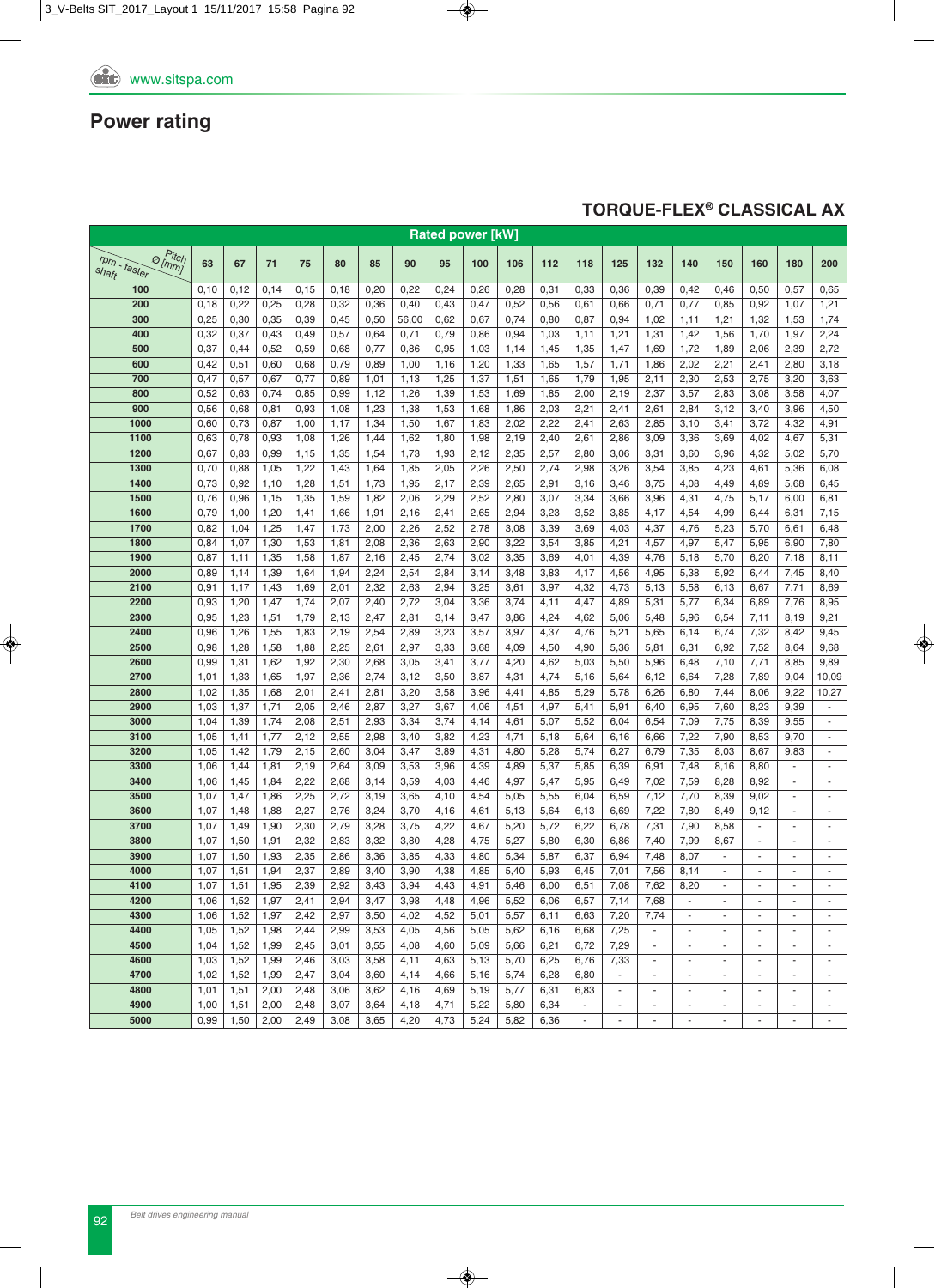## Power rating

### TORQUE-FLEX® CLASSICAL AX

| Rated power [kW] | | | | | | | | | | | | | | | | | | | |
|---|---|---|---|---|---|---|---|---|---|---|---|---|---|---|---|---|---|---|---|
| rpm - faster shaft / Pitch Ø [mm] | 63 | 67 | 71 | 75 | 80 | 85 | 90 | 95 | 100 | 106 | 112 | 118 | 125 | 132 | 140 | 150 | 160 | 180 | 200 |
| 100 | 0,10 | 0,12 | 0,14 | 0,15 | 0,18 | 0,20 | 0,22 | 0,24 | 0,26 | 0,28 | 0,31 | 0,33 | 0,36 | 0,39 | 0,42 | 0,46 | 0,50 | 0,57 | 0,65 |
| 200 | 0,18 | 0,22 | 0,25 | 0,28 | 0,32 | 0,36 | 0,40 | 0,43 | 0,47 | 0,52 | 0,56 | 0,61 | 0,66 | 0,71 | 0,77 | 0,85 | 0,92 | 1,07 | 1,21 |
| 300 | 0,25 | 0,30 | 0,35 | 0,39 | 0,45 | 0,50 | 56,00 | 0,62 | 0,67 | 0,74 | 0,80 | 0,87 | 0,94 | 1,02 | 1,11 | 1,21 | 1,32 | 1,53 | 1,74 |
| 400 | 0,32 | 0,37 | 0,43 | 0,49 | 0,57 | 0,64 | 0,71 | 0,79 | 0,86 | 0,94 | 1,03 | 1,11 | 1,21 | 1,31 | 1,42 | 1,56 | 1,70 | 1,97 | 2,24 |
| 500 | 0,37 | 0,44 | 0,52 | 0,59 | 0,68 | 0,77 | 0,86 | 0,95 | 1,03 | 1,14 | 1,45 | 1,35 | 1,47 | 1,69 | 1,72 | 1,89 | 2,06 | 2,39 | 2,72 |
| 600 | 0,42 | 0,51 | 0,60 | 0,68 | 0,79 | 0,89 | 1,00 | 1,16 | 1,20 | 1,33 | 1,65 | 1,57 | 1,71 | 1,86 | 2,02 | 2,21 | 2,41 | 2,80 | 3,18 |
| 700 | 0,47 | 0,57 | 0,67 | 0,77 | 0,89 | 1,01 | 1,13 | 1,25 | 1,37 | 1,51 | 1,65 | 1,79 | 1,95 | 2,11 | 2,30 | 2,53 | 2,75 | 3,20 | 3,63 |
| 800 | 0,52 | 0,63 | 0,74 | 0,85 | 0,99 | 1,12 | 1,26 | 1,39 | 1,53 | 1,69 | 1,85 | 2,00 | 2,19 | 2,37 | 2,57 | 2,83 | 3,08 | 3,58 | 4,07 |
| 900 | 0,56 | 0,68 | 0,81 | 0,93 | 1,08 | 1,23 | 1,38 | 1,53 | 1,68 | 1,86 | 2,03 | 2,21 | 2,41 | 2,61 | 2,84 | 3,12 | 3,40 | 3,96 | 4,50 |
| 1000 | 0,60 | 0,73 | 0,87 | 1,00 | 1,17 | 1,34 | 1,50 | 1,67 | 1,83 | 2,02 | 2,22 | 2,41 | 2,63 | 2,85 | 3,10 | 3,41 | 3,72 | 4,32 | 4,91 |
| 1100 | 0,63 | 0,78 | 0,93 | 1,08 | 1,26 | 1,44 | 1,62 | 1,80 | 1,98 | 2,19 | 2,40 | 2,61 | 2,86 | 3,09 | 3,36 | 3,69 | 4,02 | 4,67 | 5,31 |
| 1200 | 0,67 | 0,83 | 0,99 | 1,15 | 1,35 | 1,54 | 1,73 | 1,93 | 2,12 | 2,35 | 2,57 | 2,80 | 3,06 | 3,31 | 3,60 | 3,96 | 4,32 | 5,02 | 5,70 |
| 1300 | 0,70 | 0,88 | 1,05 | 1,22 | 1,43 | 1,64 | 1,85 | 2,05 | 2,26 | 2,50 | 2,74 | 2,98 | 3,26 | 3,54 | 3,85 | 4,23 | 4,61 | 5,36 | 6,08 |
| 1400 | 0,73 | 0,92 | 1,10 | 1,28 | 1,51 | 1,73 | 1,95 | 2,17 | 2,39 | 2,65 | 2,91 | 3,16 | 3,46 | 3,75 | 4,08 | 4,49 | 4,89 | 5,68 | 6,45 |
| 1500 | 0,76 | 0,96 | 1,15 | 1,35 | 1,59 | 1,82 | 2,06 | 2,29 | 2,52 | 2,80 | 3,07 | 3,34 | 3,66 | 3,96 | 4,31 | 4,75 | 5,17 | 6,00 | 6,81 |
| 1600 | 0,79 | 1,00 | 1,20 | 1,41 | 1,66 | 1,91 | 2,16 | 2,41 | 2,65 | 2,94 | 3,23 | 3,52 | 3,85 | 4,17 | 4,54 | 4,99 | 6,44 | 6,31 | 7,15 |
| 1700 | 0,82 | 1,04 | 1,25 | 1,47 | 1,73 | 2,00 | 2,26 | 2,52 | 2,78 | 3,08 | 3,39 | 3,69 | 4,03 | 4,37 | 4,76 | 5,23 | 5,70 | 6,61 | 6,48 |
| 1800 | 0,84 | 1,07 | 1,30 | 1,53 | 1,81 | 2,08 | 2,36 | 2,63 | 2,90 | 3,22 | 3,54 | 3,85 | 4,21 | 4,57 | 4,97 | 5,47 | 5,95 | 6,90 | 7,80 |
| 1900 | 0,87 | 1,11 | 1,35 | 1,58 | 1,87 | 2,16 | 2,45 | 2,74 | 3,02 | 3,35 | 3,69 | 4,01 | 4,39 | 4,76 | 5,18 | 5,70 | 6,20 | 7,18 | 8,11 |
| 2000 | 0,89 | 1,14 | 1,39 | 1,64 | 1,94 | 2,24 | 2,54 | 2,84 | 3,14 | 3,48 | 3,83 | 4,17 | 4,56 | 4,95 | 5,38 | 5,92 | 6,44 | 7,45 | 8,40 |
| 2100 | 0,91 | 1,17 | 1,43 | 1,69 | 2,01 | 2,32 | 2,63 | 2,94 | 3,25 | 3,61 | 3,97 | 4,32 | 4,73 | 5,13 | 5,58 | 6,13 | 6,67 | 7,71 | 8,69 |
| 2200 | 0,93 | 1,20 | 1,47 | 1,74 | 2,07 | 2,40 | 2,72 | 3,04 | 3,36 | 3,74 | 4,11 | 4,47 | 4,89 | 5,31 | 5,77 | 6,34 | 6,89 | 7,76 | 8,95 |
| 2300 | 0,95 | 1,23 | 1,51 | 1,79 | 2,13 | 2,47 | 2,81 | 3,14 | 3,47 | 3,86 | 4,24 | 4,62 | 5,06 | 5,48 | 5,96 | 6,54 | 7,11 | 8,19 | 9,21 |
| 2400 | 0,96 | 1,26 | 1,55 | 1,83 | 2,19 | 2,54 | 2,89 | 3,23 | 3,57 | 3,97 | 4,37 | 4,76 | 5,21 | 5,65 | 6,14 | 6,74 | 7,32 | 8,42 | 9,45 |
| 2500 | 0,98 | 1,28 | 1,58 | 1,88 | 2,25 | 2,61 | 2,97 | 3,33 | 3,68 | 4,09 | 4,50 | 4,90 | 5,36 | 5,81 | 6,31 | 6,92 | 7,52 | 8,64 | 9,68 |
| 2600 | 0,99 | 1,31 | 1,62 | 1,92 | 2,30 | 2,68 | 3,05 | 3,41 | 3,77 | 4,20 | 4,62 | 5,03 | 5,50 | 5,96 | 6,48 | 7,10 | 7,71 | 8,85 | 9,89 |
| 2700 | 1,01 | 1,33 | 1,65 | 1,97 | 2,36 | 2,74 | 3,12 | 3,50 | 3,87 | 4,31 | 4,74 | 5,16 | 5,64 | 6,12 | 6,64 | 7,28 | 7,89 | 9,04 | 10,09 |
| 2800 | 1,02 | 1,35 | 1,68 | 2,01 | 2,41 | 2,81 | 3,20 | 3,58 | 3,96 | 4,41 | 4,85 | 5,29 | 5,78 | 6,26 | 6,80 | 7,44 | 8,06 | 9,22 | 10,27 |
| 2900 | 1,03 | 1,37 | 1,71 | 2,05 | 2,46 | 2,87 | 3,27 | 3,67 | 4,06 | 4,51 | 4,97 | 5,41 | 5,91 | 6,40 | 6,95 | 7,60 | 8,23 | 9,39 | - |
| 3000 | 1,04 | 1,39 | 1,74 | 2,08 | 2,51 | 2,93 | 3,34 | 3,74 | 4,14 | 4,61 | 5,07 | 5,52 | 6,04 | 6,54 | 7,09 | 7,75 | 8,39 | 9,55 | - |
| 3100 | 1,05 | 1,41 | 1,77 | 2,12 | 2,55 | 2,98 | 3,40 | 3,82 | 4,23 | 4,71 | 5,18 | 5,64 | 6,16 | 6,66 | 7,22 | 7,90 | 8,53 | 9,70 | - |
| 3200 | 1,05 | 1,42 | 1,79 | 2,15 | 2,60 | 3,04 | 3,47 | 3,89 | 4,31 | 4,80 | 5,28 | 5,74 | 6,27 | 6,79 | 7,35 | 8,03 | 8,67 | 9,83 | - |
| 3300 | 1,06 | 1,44 | 1,81 | 2,19 | 2,64 | 3,09 | 3,53 | 3,96 | 4,39 | 4,89 | 5,37 | 5,85 | 6,39 | 6,91 | 7,48 | 8,16 | 8,80 | - | - |
| 3400 | 1,06 | 1,45 | 1,84 | 2,22 | 2,68 | 3,14 | 3,59 | 4,03 | 4,46 | 4,97 | 5,47 | 5,95 | 6,49 | 7,02 | 7,59 | 8,28 | 8,92 | - | - |
| 3500 | 1,07 | 1,47 | 1,86 | 2,25 | 2,72 | 3,19 | 3,65 | 4,10 | 4,54 | 5,05 | 5,55 | 6,04 | 6,59 | 7,12 | 7,70 | 8,39 | 9,02 | - | - |
| 3600 | 1,07 | 1,48 | 1,88 | 2,27 | 2,76 | 3,24 | 3,70 | 4,16 | 4,61 | 5,13 | 5,64 | 6,13 | 6,69 | 7,22 | 7,80 | 8,49 | 9,12 | - | - |
| 3700 | 1,07 | 1,49 | 1,90 | 2,30 | 2,79 | 3,28 | 3,75 | 4,22 | 4,67 | 5,20 | 5,72 | 6,22 | 6,78 | 7,31 | 7,90 | 8,58 | - | - | - |
| 3800 | 1,07 | 1,50 | 1,91 | 2,32 | 2,83 | 3,32 | 3,80 | 4,28 | 4,75 | 5,27 | 5,80 | 6,30 | 6,86 | 7,40 | 7,99 | 8,67 | - | - | - |
| 3900 | 1,07 | 1,50 | 1,93 | 2,35 | 2,86 | 3,36 | 3,85 | 4,33 | 4,80 | 5,34 | 5,87 | 6,37 | 6,94 | 7,48 | 8,07 | - | - | - | - |
| 4000 | 1,07 | 1,51 | 1,94 | 2,37 | 2,89 | 3,40 | 3,90 | 4,38 | 4,85 | 5,40 | 5,93 | 6,45 | 7,01 | 7,56 | 8,14 | - | - | - | - |
| 4100 | 1,07 | 1,51 | 1,95 | 2,39 | 2,92 | 3,43 | 3,94 | 4,43 | 4,91 | 5,46 | 6,00 | 6,51 | 7,08 | 7,62 | 8,20 | - | - | - | - |
| 4200 | 1,06 | 1,52 | 1,97 | 2,41 | 2,94 | 3,47 | 3,98 | 4,48 | 4,96 | 5,52 | 6,06 | 6,57 | 7,14 | 7,68 | - | - | - | - | - |
| 4300 | 1,06 | 1,52 | 1,97 | 2,42 | 2,97 | 3,50 | 4,02 | 4,52 | 5,01 | 5,57 | 6,11 | 6,63 | 7,20 | 7,74 | - | - | - | - | - |
| 4400 | 1,05 | 1,52 | 1,98 | 2,44 | 2,99 | 3,53 | 4,05 | 4,56 | 5,05 | 5,62 | 6,16 | 6,68 | 7,25 | - | - | - | - | - | - |
| 4500 | 1,04 | 1,52 | 1,99 | 2,45 | 3,01 | 3,55 | 4,08 | 4,60 | 5,09 | 5,66 | 6,21 | 6,72 | 7,29 | - | - | - | - | - | - |
| 4600 | 1,03 | 1,52 | 1,99 | 2,46 | 3,03 | 3,58 | 4,11 | 4,63 | 5,13 | 5,70 | 6,25 | 6,76 | 7,33 | - | - | - | - | - | - |
| 4700 | 1,02 | 1,52 | 1,99 | 2,47 | 3,04 | 3,60 | 4,14 | 4,66 | 5,16 | 5,74 | 6,28 | 6,80 | - | - | - | - | - | - | - |
| 4800 | 1,01 | 1,51 | 2,00 | 2,48 | 3,06 | 3,62 | 4,16 | 4,69 | 5,19 | 5,77 | 6,31 | 6,83 | - | - | - | - | - | - | - |
| 4900 | 1,00 | 1,51 | 2,00 | 2,48 | 3,07 | 3,64 | 4,18 | 4,71 | 5,22 | 5,80 | 6,34 | - | - | - | - | - | - | - | - |
| 5000 | 0,99 | 1,50 | 2,00 | 2,49 | 3,08 | 3,65 | 4,20 | 4,73 | 5,24 | 5,82 | 6,36 | - | - | - | - | - | - | - | - |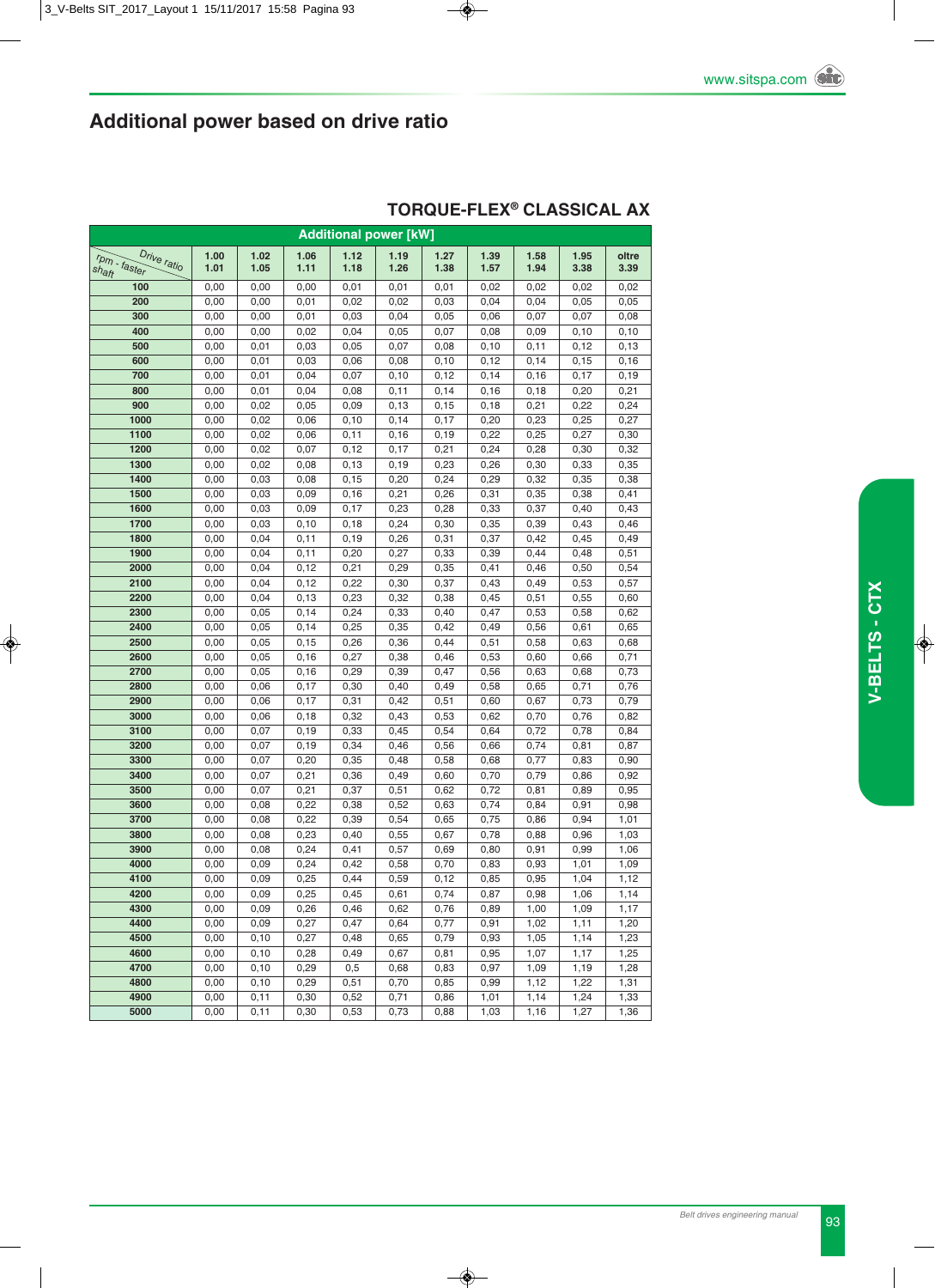## Additional power based on drive ratio

### TORQUE-FLEX® CLASSICAL AX

| rpm - faster shaft / Drive ratio | Additional power [kW] | | | | | | | | | |
|---|---|---|---|---|---|---|---|---|---|---|
| | 1.00 1.01 | 1.02 1.05 | 1.06 1.11 | 1.12 1.18 | 1.19 1.26 | 1.27 1.38 | 1.39 1.57 | 1.58 1.94 | 1.95 3.38 | oltre 3.39 |
| 100 | 0,00 | 0,00 | 0,00 | 0,01 | 0,01 | 0,01 | 0,02 | 0,02 | 0,02 | 0,02 |
| 200 | 0,00 | 0,00 | 0,01 | 0,02 | 0,02 | 0,03 | 0,04 | 0,04 | 0,05 | 0,05 |
| 300 | 0,00 | 0,00 | 0,01 | 0,03 | 0,04 | 0,05 | 0,06 | 0,07 | 0,07 | 0,08 |
| 400 | 0,00 | 0,00 | 0,02 | 0,04 | 0,05 | 0,07 | 0,08 | 0,09 | 0,10 | 0,10 |
| 500 | 0,00 | 0,01 | 0,03 | 0,05 | 0,07 | 0,08 | 0,10 | 0,11 | 0,12 | 0,13 |
| 600 | 0,00 | 0,01 | 0,03 | 0,06 | 0,08 | 0,10 | 0,12 | 0,14 | 0,15 | 0,16 |
| 700 | 0,00 | 0,01 | 0,04 | 0,07 | 0,10 | 0,12 | 0,14 | 0,16 | 0,17 | 0,19 |
| 800 | 0,00 | 0,01 | 0,04 | 0,08 | 0,11 | 0,14 | 0,16 | 0,18 | 0,20 | 0,21 |
| 900 | 0,00 | 0,02 | 0,05 | 0,09 | 0,13 | 0,15 | 0,18 | 0,21 | 0,22 | 0,24 |
| 1000 | 0,00 | 0,02 | 0,06 | 0,10 | 0,14 | 0,17 | 0,20 | 0,23 | 0,25 | 0,27 |
| 1100 | 0,00 | 0,02 | 0,06 | 0,11 | 0,16 | 0,19 | 0,22 | 0,25 | 0,27 | 0,30 |
| 1200 | 0,00 | 0,02 | 0,07 | 0,12 | 0,17 | 0,21 | 0,24 | 0,28 | 0,30 | 0,32 |
| 1300 | 0,00 | 0,02 | 0,08 | 0,13 | 0,19 | 0,23 | 0,26 | 0,30 | 0,33 | 0,35 |
| 1400 | 0,00 | 0,03 | 0,08 | 0,15 | 0,20 | 0,24 | 0,29 | 0,32 | 0,35 | 0,38 |
| 1500 | 0,00 | 0,03 | 0,09 | 0,16 | 0,21 | 0,26 | 0,31 | 0,35 | 0,38 | 0,41 |
| 1600 | 0,00 | 0,03 | 0,09 | 0,17 | 0,23 | 0,28 | 0,33 | 0,37 | 0,40 | 0,43 |
| 1700 | 0,00 | 0,03 | 0,10 | 0,18 | 0,24 | 0,30 | 0,35 | 0,39 | 0,43 | 0,46 |
| 1800 | 0,00 | 0,04 | 0,11 | 0,19 | 0,26 | 0,31 | 0,37 | 0,42 | 0,45 | 0,49 |
| 1900 | 0,00 | 0,04 | 0,11 | 0,20 | 0,27 | 0,33 | 0,39 | 0,44 | 0,48 | 0,51 |
| 2000 | 0,00 | 0,04 | 0,12 | 0,21 | 0,29 | 0,35 | 0,41 | 0,46 | 0,50 | 0,54 |
| 2100 | 0,00 | 0,04 | 0,12 | 0,22 | 0,30 | 0,37 | 0,43 | 0,49 | 0,53 | 0,57 |
| 2200 | 0,00 | 0,04 | 0,13 | 0,23 | 0,32 | 0,38 | 0,45 | 0,51 | 0,55 | 0,60 |
| 2300 | 0,00 | 0,05 | 0,14 | 0,24 | 0,33 | 0,40 | 0,47 | 0,53 | 0,58 | 0,62 |
| 2400 | 0,00 | 0,05 | 0,14 | 0,25 | 0,35 | 0,42 | 0,49 | 0,56 | 0,61 | 0,65 |
| 2500 | 0,00 | 0,05 | 0,15 | 0,26 | 0,36 | 0,44 | 0,51 | 0,58 | 0,63 | 0,68 |
| 2600 | 0,00 | 0,05 | 0,16 | 0,27 | 0,38 | 0,46 | 0,53 | 0,60 | 0,66 | 0,71 |
| 2700 | 0,00 | 0,05 | 0,16 | 0,29 | 0,39 | 0,47 | 0,56 | 0,63 | 0,68 | 0,73 |
| 2800 | 0,00 | 0,06 | 0,17 | 0,30 | 0,40 | 0,49 | 0,58 | 0,65 | 0,71 | 0,76 |
| 2900 | 0,00 | 0,06 | 0,17 | 0,31 | 0,42 | 0,51 | 0,60 | 0,67 | 0,73 | 0,79 |
| 3000 | 0,00 | 0,06 | 0,18 | 0,32 | 0,43 | 0,53 | 0,62 | 0,70 | 0,76 | 0,82 |
| 3100 | 0,00 | 0,07 | 0,19 | 0,33 | 0,45 | 0,54 | 0,64 | 0,72 | 0,78 | 0,84 |
| 3200 | 0,00 | 0,07 | 0,19 | 0,34 | 0,46 | 0,56 | 0,66 | 0,74 | 0,81 | 0,87 |
| 3300 | 0,00 | 0,07 | 0,20 | 0,35 | 0,48 | 0,58 | 0,68 | 0,77 | 0,83 | 0,90 |
| 3400 | 0,00 | 0,07 | 0,21 | 0,36 | 0,49 | 0,60 | 0,70 | 0,79 | 0,86 | 0,92 |
| 3500 | 0,00 | 0,07 | 0,21 | 0,37 | 0,51 | 0,62 | 0,72 | 0,81 | 0,89 | 0,95 |
| 3600 | 0,00 | 0,08 | 0,22 | 0,38 | 0,52 | 0,63 | 0,74 | 0,84 | 0,91 | 0,98 |
| 3700 | 0,00 | 0,08 | 0,22 | 0,39 | 0,54 | 0,65 | 0,75 | 0,86 | 0,94 | 1,01 |
| 3800 | 0,00 | 0,08 | 0,23 | 0,40 | 0,55 | 0,67 | 0,78 | 0,88 | 0,96 | 1,03 |
| 3900 | 0,00 | 0,08 | 0,24 | 0,41 | 0,57 | 0,69 | 0,80 | 0,91 | 0,99 | 1,06 |
| 4000 | 0,00 | 0,09 | 0,24 | 0,42 | 0,58 | 0,70 | 0,83 | 0,93 | 1,01 | 1,09 |
| 4100 | 0,00 | 0,09 | 0,25 | 0,44 | 0,59 | 0,12 | 0,85 | 0,95 | 1,04 | 1,12 |
| 4200 | 0,00 | 0,09 | 0,25 | 0,45 | 0,61 | 0,74 | 0,87 | 0,98 | 1,06 | 1,14 |
| 4300 | 0,00 | 0,09 | 0,26 | 0,46 | 0,62 | 0,76 | 0,89 | 1,00 | 1,09 | 1,17 |
| 4400 | 0,00 | 0,09 | 0,27 | 0,47 | 0,64 | 0,77 | 0,91 | 1,02 | 1,11 | 1,20 |
| 4500 | 0,00 | 0,10 | 0,27 | 0,48 | 0,65 | 0,79 | 0,93 | 1,05 | 1,14 | 1,23 |
| 4600 | 0,00 | 0,10 | 0,28 | 0,49 | 0,67 | 0,81 | 0,95 | 1,07 | 1,17 | 1,25 |
| 4700 | 0,00 | 0,10 | 0,29 | 0,5 | 0,68 | 0,83 | 0,97 | 1,09 | 1,19 | 1,28 |
| 4800 | 0,00 | 0,10 | 0,29 | 0,51 | 0,70 | 0,85 | 0,99 | 1,12 | 1,22 | 1,31 |
| 4900 | 0,00 | 0,11 | 0,30 | 0,52 | 0,71 | 0,86 | 1,01 | 1,14 | 1,24 | 1,33 |
| 5000 | 0,00 | 0,11 | 0,30 | 0,53 | 0,73 | 0,88 | 1,03 | 1,16 | 1,27 | 1,36 |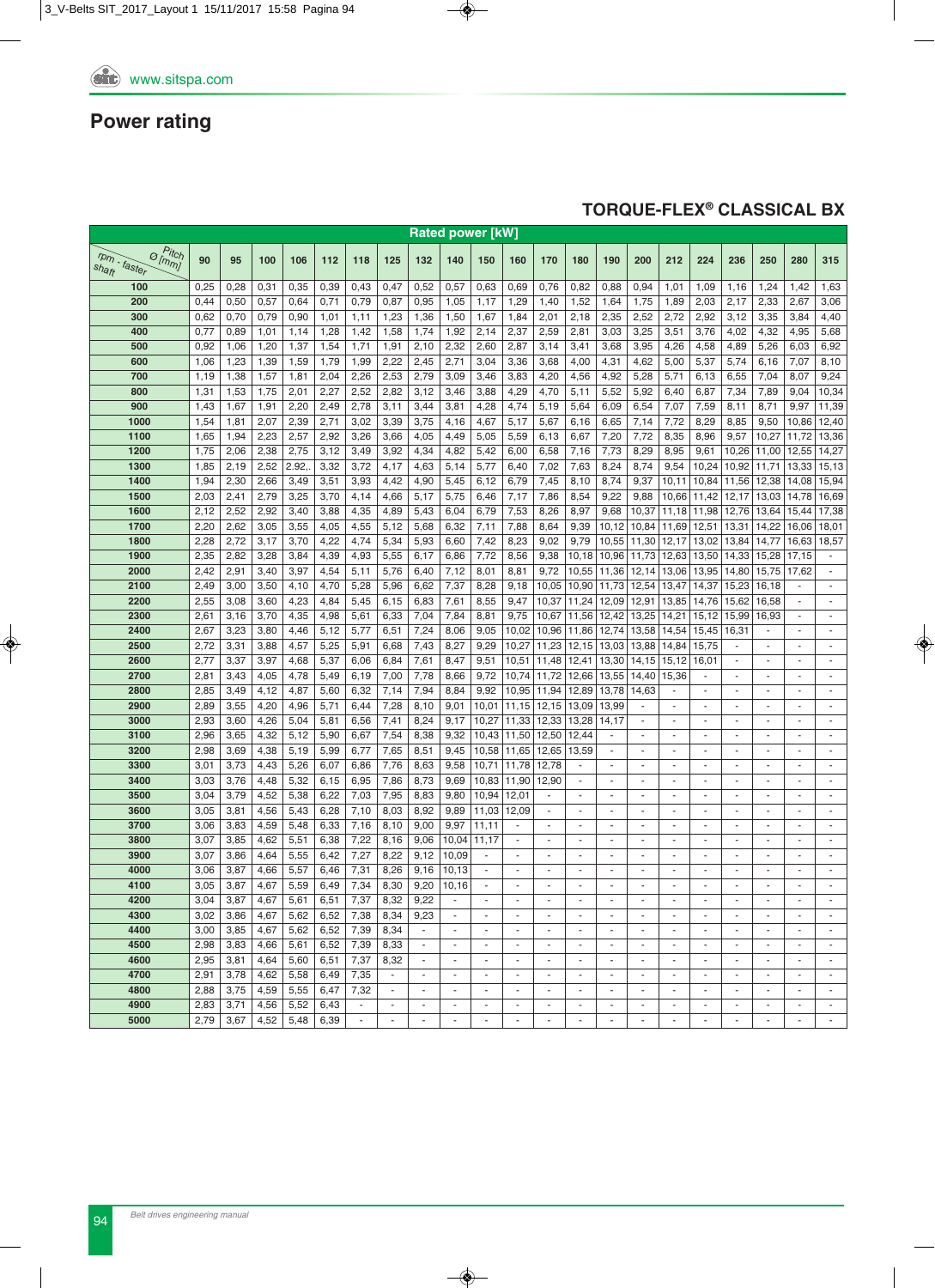## Power rating

### TORQUE-FLEX® CLASSICAL BX

| rpm - faster shaft \ Pitch Ø [mm] | Rated power [kW] | | | | | | | | | | | | | | | | | | | | |
|---|---|---|---|---|---|---|---|---|---|---|---|---|---|---|---|---|---|---|---|---|---|
| | 90 | 95 | 100 | 106 | 112 | 118 | 125 | 132 | 140 | 150 | 160 | 170 | 180 | 190 | 200 | 212 | 224 | 236 | 250 | 280 | 315 |
| 100 | 0,25 | 0,28 | 0,31 | 0,35 | 0,39 | 0,43 | 0,47 | 0,52 | 0,57 | 0,63 | 0,69 | 0,76 | 0,82 | 0,88 | 0,94 | 1,01 | 1,09 | 1,16 | 1,24 | 1,42 | 1,63 |
| 200 | 0,44 | 0,50 | 0,57 | 0,64 | 0,71 | 0,79 | 0,87 | 0,95 | 1,05 | 1,17 | 1,29 | 1,40 | 1,52 | 1,64 | 1,75 | 1,89 | 2,03 | 2,17 | 2,33 | 2,67 | 3,06 |
| 300 | 0,62 | 0,70 | 0,79 | 0,90 | 1,01 | 1,11 | 1,23 | 1,36 | 1,50 | 1,67 | 1,84 | 2,01 | 2,18 | 2,35 | 2,52 | 2,72 | 2,92 | 3,12 | 3,35 | 3,84 | 4,40 |
| 400 | 0,77 | 0,89 | 1,01 | 1,14 | 1,28 | 1,42 | 1,58 | 1,74 | 1,92 | 2,14 | 2,37 | 2,59 | 2,81 | 3,03 | 3,25 | 3,51 | 3,76 | 4,02 | 4,32 | 4,95 | 5,68 |
| 500 | 0,92 | 1,06 | 1,20 | 1,37 | 1,54 | 1,71 | 1,91 | 2,10 | 2,32 | 2,60 | 2,87 | 3,14 | 3,41 | 3,68 | 3,95 | 4,26 | 4,58 | 4,89 | 5,26 | 6,03 | 6,92 |
| 600 | 1,06 | 1,23 | 1,39 | 1,59 | 1,79 | 1,99 | 2,22 | 2,45 | 2,71 | 3,04 | 3,36 | 3,68 | 4,00 | 4,31 | 4,62 | 5,00 | 5,37 | 5,74 | 6,16 | 7,07 | 8,10 |
| 700 | 1,19 | 1,38 | 1,57 | 1,81 | 2,04 | 2,26 | 2,53 | 2,79 | 3,09 | 3,46 | 3,83 | 4,20 | 4,56 | 4,92 | 5,28 | 5,71 | 6,13 | 6,55 | 7,04 | 8,07 | 9,24 |
| 800 | 1,31 | 1,53 | 1,75 | 2,01 | 2,27 | 2,52 | 2,82 | 3,12 | 3,46 | 3,88 | 4,29 | 4,70 | 5,11 | 5,52 | 5,92 | 6,40 | 6,87 | 7,34 | 7,89 | 9,04 | 10,34 |
| 900 | 1,43 | 1,67 | 1,91 | 2,20 | 2,49 | 2,78 | 3,11 | 3,44 | 3,81 | 4,28 | 4,74 | 5,19 | 5,64 | 6,09 | 6,54 | 7,07 | 7,59 | 8,11 | 8,71 | 9,97 | 11,39 |
| 1000 | 1,54 | 1,81 | 2,07 | 2,39 | 2,71 | 3,02 | 3,39 | 3,75 | 4,16 | 4,67 | 5,17 | 5,67 | 6,16 | 6,65 | 7,14 | 7,72 | 8,29 | 8,85 | 9,50 | 10,86 | 12,40 |
| 1100 | 1,65 | 1,94 | 2,23 | 2,57 | 2,92 | 3,26 | 3,66 | 4,05 | 4,49 | 5,05 | 5,59 | 6,13 | 6,67 | 7,20 | 7,72 | 8,35 | 8,96 | 9,57 | 10,27 | 11,72 | 13,36 |
| 1200 | 1,75 | 2,06 | 2,38 | 2,75 | 3,12 | 3,49 | 3,92 | 4,34 | 4,82 | 5,42 | 6,00 | 6,58 | 7,16 | 7,73 | 8,29 | 8,95 | 9,61 | 10,26 | 11,00 | 12,55 | 14,27 |
| 1300 | 1,85 | 2,19 | 2,52 | 2.92. | 3,32 | 3,72 | 4,17 | 4,63 | 5,14 | 5,77 | 6,40 | 7,02 | 7,63 | 8,24 | 8,74 | 9,54 | 10,24 | 10,92 | 11,71 | 13,33 | 15,13 |
| 1400 | 1,94 | 2,30 | 2,66 | 3,49 | 3,51 | 3,93 | 4,42 | 4,90 | 5,45 | 6,12 | 6,79 | 7,45 | 8,10 | 8,74 | 9,37 | 10,11 | 10,84 | 11,56 | 12,38 | 14,08 | 15,94 |
| 1500 | 2,03 | 2,41 | 2,79 | 3,25 | 3,70 | 4,14 | 4,66 | 5,17 | 5,75 | 6,46 | 7,17 | 7,86 | 8,54 | 9,22 | 9,88 | 10,66 | 11,42 | 12,17 | 13,03 | 14,78 | 16,69 |
| 1600 | 2,12 | 2,52 | 2,92 | 3,40 | 3,88 | 4,35 | 4,89 | 5,43 | 6,04 | 6,79 | 7,53 | 8,26 | 8,97 | 9,68 | 10,37 | 11,18 | 11,98 | 12,76 | 13,64 | 15,44 | 17,38 |
| 1700 | 2,20 | 2,62 | 3,05 | 3,55 | 4,05 | 4,55 | 5,12 | 5,68 | 6,32 | 7,11 | 7,88 | 8,64 | 9,39 | 10,12 | 10,84 | 11,69 | 12,51 | 13,31 | 14,22 | 16,06 | 18,01 |
| 1800 | 2,28 | 2,72 | 3,17 | 3,70 | 4,22 | 4,74 | 5,34 | 5,93 | 6,60 | 7,42 | 8,23 | 9,02 | 9,79 | 10,55 | 11,30 | 12,17 | 13,02 | 13,84 | 14,77 | 16,63 | 18,57 |
| 1900 | 2,35 | 2,82 | 3,28 | 3,84 | 4,39 | 4,93 | 5,55 | 6,17 | 6,86 | 7,72 | 8,56 | 9,38 | 10,18 | 10,96 | 11,73 | 12,63 | 13,50 | 14,33 | 15,28 | 17,15 | - |
| 2000 | 2,42 | 2,91 | 3,40 | 3,97 | 4,54 | 5,11 | 5,76 | 6,40 | 7,12 | 8,01 | 8,81 | 9,72 | 10,55 | 11,36 | 12,14 | 13,06 | 13,95 | 14,80 | 15,75 | 17,62 | - |
| 2100 | 2,49 | 3,00 | 3,50 | 4,10 | 4,70 | 5,28 | 5,96 | 6,62 | 7,37 | 8,28 | 9,18 | 10,05 | 10,90 | 11,73 | 12,54 | 13,47 | 14,37 | 15,23 | 16,18 | - | - |
| 2200 | 2,55 | 3,08 | 3,60 | 4,23 | 4,84 | 5,45 | 6,15 | 6,83 | 7,61 | 8,55 | 9,47 | 10,37 | 11,24 | 12,09 | 12,91 | 13,85 | 14,76 | 15,62 | 16,58 | - | - |
| 2300 | 2,61 | 3,16 | 3,70 | 4,35 | 4,98 | 5,61 | 6,33 | 7,04 | 7,84 | 8,81 | 9,75 | 10,67 | 11,56 | 12,42 | 13,25 | 14,21 | 15,12 | 15,99 | 16,93 | - | - |
| 2400 | 2,67 | 3,23 | 3,80 | 4,46 | 5,12 | 5,77 | 6,51 | 7,24 | 8,06 | 9,05 | 10,02 | 10,96 | 11,86 | 12,74 | 13,58 | 14,54 | 15,45 | 16,31 | - | - | - |
| 2500 | 2,72 | 3,31 | 3,88 | 4,57 | 5,25 | 5,91 | 6,68 | 7,43 | 8,27 | 9,29 | 10,27 | 11,23 | 12,15 | 13,03 | 13,88 | 14,84 | 15,75 | - | - | - | - |
| 2600 | 2,77 | 3,37 | 3,97 | 4,68 | 5,37 | 6,06 | 6,84 | 7,61 | 8,47 | 9,51 | 10,51 | 11,48 | 12,41 | 13,30 | 14,15 | 15,12 | 16,01 | - | - | - | - |
| 2700 | 2,81 | 3,43 | 4,05 | 4,78 | 5,49 | 6,19 | 7,00 | 7,78 | 8,66 | 9,72 | 10,74 | 11,72 | 12,66 | 13,55 | 14,40 | 15,36 | - | - | - | - | - |
| 2800 | 2,85 | 3,49 | 4,12 | 4,87 | 5,60 | 6,32 | 7,14 | 7,94 | 8,84 | 9,92 | 10,95 | 11,94 | 12,89 | 13,78 | 14,63 | - | - | - | - | - | - |
| 2900 | 2,89 | 3,55 | 4,20 | 4,96 | 5,71 | 6,44 | 7,28 | 8,10 | 9,01 | 10,01 | 11,15 | 12,15 | 13,09 | 13,99 | - | - | - | - | - | - | - |
| 3000 | 2,93 | 3,60 | 4,26 | 5,04 | 5,81 | 6,56 | 7,41 | 8,24 | 9,17 | 10,27 | 11,33 | 12,33 | 13,28 | 14,17 | - | - | - | - | - | - | - |
| 3100 | 2,96 | 3,65 | 4,32 | 5,12 | 5,90 | 6,67 | 7,54 | 8,38 | 9,32 | 10,43 | 11,50 | 12,50 | 12,44 | - | - | - | - | - | - | - | - |
| 3200 | 2,98 | 3,69 | 4,38 | 5,19 | 5,99 | 6,77 | 7,65 | 8,51 | 9,45 | 10,58 | 11,65 | 12,65 | 13,59 | - | - | - | - | - | - | - | - |
| 3300 | 3,01 | 3,73 | 4,43 | 5,26 | 6,07 | 6,86 | 7,76 | 8,63 | 9,58 | 10,71 | 11,78 | 12,78 | - | - | - | - | - | - | - | - | - |
| 3400 | 3,03 | 3,76 | 4,48 | 5,32 | 6,15 | 6,95 | 7,86 | 8,73 | 9,69 | 10,83 | 11,90 | 12,90 | - | - | - | - | - | - | - | - | - |
| 3500 | 3,04 | 3,79 | 4,52 | 5,38 | 6,22 | 7,03 | 7,95 | 8,83 | 9,80 | 10,94 | 12,01 | - | - | - | - | - | - | - | - | - | - |
| 3600 | 3,05 | 3,81 | 4,56 | 5,43 | 6,28 | 7,10 | 8,03 | 8,92 | 9,89 | 11,03 | 12,09 | - | - | - | - | - | - | - | - | - | - |
| 3700 | 3,06 | 3,83 | 4,59 | 5,48 | 6,33 | 7,16 | 8,10 | 9,00 | 9,97 | 11,11 | - | - | - | - | - | - | - | - | - | - | - |
| 3800 | 3,07 | 3,85 | 4,62 | 5,51 | 6,38 | 7,22 | 8,16 | 9,06 | 10,04 | 11,17 | - | - | - | - | - | - | - | - | - | - | - |
| 3900 | 3,07 | 3,86 | 4,64 | 5,55 | 6,42 | 7,27 | 8,22 | 9,12 | 10,09 | - | - | - | - | - | - | - | - | - | - | - | - |
| 4000 | 3,06 | 3,87 | 4,66 | 5,57 | 6,46 | 7,31 | 8,26 | 9,16 | 10,13 | - | - | - | - | - | - | - | - | - | - | - | - |
| 4100 | 3,05 | 3,87 | 4,67 | 5,59 | 6,49 | 7,34 | 8,30 | 9,20 | 10,16 | - | - | - | - | - | - | - | - | - | - | - | - |
| 4200 | 3,04 | 3,87 | 4,67 | 5,61 | 6,51 | 7,37 | 8,32 | 9,22 | - | - | - | - | - | - | - | - | - | - | - | - | - |
| 4300 | 3,02 | 3,86 | 4,67 | 5,62 | 6,52 | 7,38 | 8,34 | 9,23 | - | - | - | - | - | - | - | - | - | - | - | - | - |
| 4400 | 3,00 | 3,85 | 4,67 | 5,62 | 6,52 | 7,39 | 8,34 | - | - | - | - | - | - | - | - | - | - | - | - | - | - |
| 4500 | 2,98 | 3,83 | 4,66 | 5,61 | 6,52 | 7,39 | 8,33 | - | - | - | - | - | - | - | - | - | - | - | - | - | - |
| 4600 | 2,95 | 3,81 | 4,64 | 5,60 | 6,51 | 7,37 | 8,32 | - | - | - | - | - | - | - | - | - | - | - | - | - | - |
| 4700 | 2,91 | 3,78 | 4,62 | 5,58 | 6,49 | 7,35 | - | - | - | - | - | - | - | - | - | - | - | - | - | - | - |
| 4800 | 2,88 | 3,75 | 4,59 | 5,55 | 6,47 | 7,32 | - | - | - | - | - | - | - | - | - | - | - | - | - | - | - |
| 4900 | 2,83 | 3,71 | 4,56 | 5,52 | 6,43 | - | - | - | - | - | - | - | - | - | - | - | - | - | - | - | - |
| 5000 | 2,79 | 3,67 | 4,52 | 5,48 | 6,39 | - | - | - | - | - | - | - | - | - | - | - | - | - | - | - | - |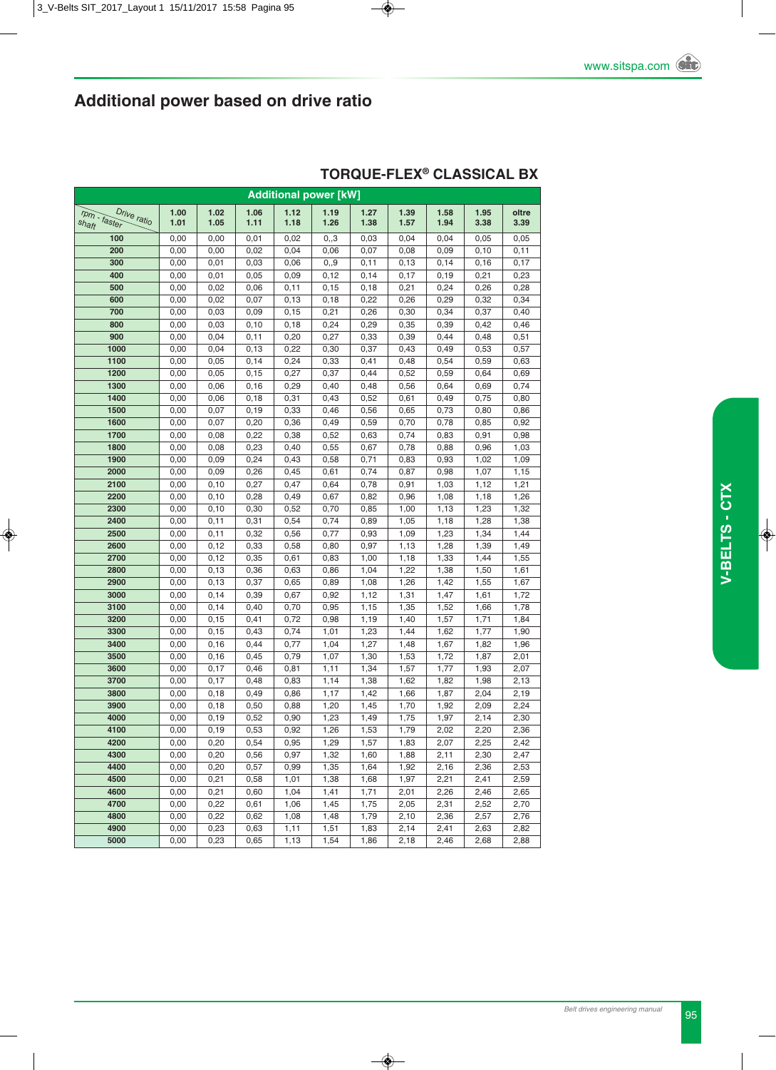## Additional power based on drive ratio

### TORQUE-FLEX® CLASSICAL BX

| Additional power [kW] | | | | | | | | | | |
|---|---|---|---|---|---|---|---|---|---|---|
| rpm - faster shaft / Drive ratio | 1.00 1.01 | 1.02 1.05 | 1.06 1.11 | 1.12 1.18 | 1.19 1.26 | 1.27 1.38 | 1.39 1.57 | 1.58 1.94 | 1.95 3.38 | oltre 3.39 |
| 100 | 0,00 | 0,00 | 0,01 | 0,02 | 0,,3 | 0,03 | 0,04 | 0,04 | 0,05 | 0,05 |
| 200 | 0,00 | 0,00 | 0,02 | 0,04 | 0,06 | 0,07 | 0,08 | 0,09 | 0,10 | 0,11 |
| 300 | 0,00 | 0,01 | 0,03 | 0,06 | 0,,9 | 0,11 | 0,13 | 0,14 | 0,16 | 0,17 |
| 400 | 0,00 | 0,01 | 0,05 | 0,09 | 0,12 | 0,14 | 0,17 | 0,19 | 0,21 | 0,23 |
| 500 | 0,00 | 0,02 | 0,06 | 0,11 | 0,15 | 0,18 | 0,21 | 0,24 | 0,26 | 0,28 |
| 600 | 0,00 | 0,02 | 0,07 | 0,13 | 0,18 | 0,22 | 0,26 | 0,29 | 0,32 | 0,34 |
| 700 | 0,00 | 0,03 | 0,09 | 0,15 | 0,21 | 0,26 | 0,30 | 0,34 | 0,37 | 0,40 |
| 800 | 0,00 | 0,03 | 0,10 | 0,18 | 0,24 | 0,29 | 0,35 | 0,39 | 0,42 | 0,46 |
| 900 | 0,00 | 0,04 | 0,11 | 0,20 | 0,27 | 0,33 | 0,39 | 0,44 | 0,48 | 0,51 |
| 1000 | 0,00 | 0,04 | 0,13 | 0,22 | 0,30 | 0,37 | 0,43 | 0,49 | 0,53 | 0,57 |
| 1100 | 0,00 | 0,05 | 0,14 | 0,24 | 0,33 | 0,41 | 0,48 | 0,54 | 0,59 | 0,63 |
| 1200 | 0,00 | 0,05 | 0,15 | 0,27 | 0,37 | 0,44 | 0,52 | 0,59 | 0,64 | 0,69 |
| 1300 | 0,00 | 0,06 | 0,16 | 0,29 | 0,40 | 0,48 | 0,56 | 0,64 | 0,69 | 0,74 |
| 1400 | 0,00 | 0,06 | 0,18 | 0,31 | 0,43 | 0,52 | 0,61 | 0,49 | 0,75 | 0,80 |
| 1500 | 0,00 | 0,07 | 0,19 | 0,33 | 0,46 | 0,56 | 0,65 | 0,73 | 0,80 | 0,86 |
| 1600 | 0,00 | 0,07 | 0,20 | 0,36 | 0,49 | 0,59 | 0,70 | 0,78 | 0,85 | 0,92 |
| 1700 | 0,00 | 0,08 | 0,22 | 0,38 | 0,52 | 0,63 | 0,74 | 0,83 | 0,91 | 0,98 |
| 1800 | 0,00 | 0,08 | 0,23 | 0,40 | 0,55 | 0,67 | 0,78 | 0,88 | 0,96 | 1,03 |
| 1900 | 0,00 | 0,09 | 0,24 | 0,43 | 0,58 | 0,71 | 0,83 | 0,93 | 1,02 | 1,09 |
| 2000 | 0,00 | 0,09 | 0,26 | 0,45 | 0,61 | 0,74 | 0,87 | 0,98 | 1,07 | 1,15 |
| 2100 | 0,00 | 0,10 | 0,27 | 0,47 | 0,64 | 0,78 | 0,91 | 1,03 | 1,12 | 1,21 |
| 2200 | 0,00 | 0,10 | 0,28 | 0,49 | 0,67 | 0,82 | 0,96 | 1,08 | 1,18 | 1,26 |
| 2300 | 0,00 | 0,10 | 0,30 | 0,52 | 0,70 | 0,85 | 1,00 | 1,13 | 1,23 | 1,32 |
| 2400 | 0,00 | 0,11 | 0,31 | 0,54 | 0,74 | 0,89 | 1,05 | 1,18 | 1,28 | 1,38 |
| 2500 | 0,00 | 0,11 | 0,32 | 0,56 | 0,77 | 0,93 | 1,09 | 1,23 | 1,34 | 1,44 |
| 2600 | 0,00 | 0,12 | 0,33 | 0,58 | 0,80 | 0,97 | 1,13 | 1,28 | 1,39 | 1,49 |
| 2700 | 0,00 | 0,12 | 0,35 | 0,61 | 0,83 | 1,00 | 1,18 | 1,33 | 1,44 | 1,55 |
| 2800 | 0,00 | 0,13 | 0,36 | 0,63 | 0,86 | 1,04 | 1,22 | 1,38 | 1,50 | 1,61 |
| 2900 | 0,00 | 0,13 | 0,37 | 0,65 | 0,89 | 1,08 | 1,26 | 1,42 | 1,55 | 1,67 |
| 3000 | 0,00 | 0,14 | 0,39 | 0,67 | 0,92 | 1,12 | 1,31 | 1,47 | 1,61 | 1,72 |
| 3100 | 0,00 | 0,14 | 0,40 | 0,70 | 0,95 | 1,15 | 1,35 | 1,52 | 1,66 | 1,78 |
| 3200 | 0,00 | 0,15 | 0,41 | 0,72 | 0,98 | 1,19 | 1,40 | 1,57 | 1,71 | 1,84 |
| 3300 | 0,00 | 0,15 | 0,43 | 0,74 | 1,01 | 1,23 | 1,44 | 1,62 | 1,77 | 1,90 |
| 3400 | 0,00 | 0,16 | 0,44 | 0,77 | 1,04 | 1,27 | 1,48 | 1,67 | 1,82 | 1,96 |
| 3500 | 0,00 | 0,16 | 0,45 | 0,79 | 1,07 | 1,30 | 1,53 | 1,72 | 1,87 | 2,01 |
| 3600 | 0,00 | 0,17 | 0,46 | 0,81 | 1,11 | 1,34 | 1,57 | 1,77 | 1,93 | 2,07 |
| 3700 | 0,00 | 0,17 | 0,48 | 0,83 | 1,14 | 1,38 | 1,62 | 1,82 | 1,98 | 2,13 |
| 3800 | 0,00 | 0,18 | 0,49 | 0,86 | 1,17 | 1,42 | 1,66 | 1,87 | 2,04 | 2,19 |
| 3900 | 0,00 | 0,18 | 0,50 | 0,88 | 1,20 | 1,45 | 1,70 | 1,92 | 2,09 | 2,24 |
| 4000 | 0,00 | 0,19 | 0,52 | 0,90 | 1,23 | 1,49 | 1,75 | 1,97 | 2,14 | 2,30 |
| 4100 | 0,00 | 0,19 | 0,53 | 0,92 | 1,26 | 1,53 | 1,79 | 2,02 | 2,20 | 2,36 |
| 4200 | 0,00 | 0,20 | 0,54 | 0,95 | 1,29 | 1,57 | 1,83 | 2,07 | 2,25 | 2,42 |
| 4300 | 0,00 | 0,20 | 0,56 | 0,97 | 1,32 | 1,60 | 1,88 | 2,11 | 2,30 | 2,47 |
| 4400 | 0,00 | 0,20 | 0,57 | 0,99 | 1,35 | 1,64 | 1,92 | 2,16 | 2,36 | 2,53 |
| 4500 | 0,00 | 0,21 | 0,58 | 1,01 | 1,38 | 1,68 | 1,97 | 2,21 | 2,41 | 2,59 |
| 4600 | 0,00 | 0,21 | 0,60 | 1,04 | 1,41 | 1,71 | 2,01 | 2,26 | 2,46 | 2,65 |
| 4700 | 0,00 | 0,22 | 0,61 | 1,06 | 1,45 | 1,75 | 2,05 | 2,31 | 2,52 | 2,70 |
| 4800 | 0,00 | 0,22 | 0,62 | 1,08 | 1,48 | 1,79 | 2,10 | 2,36 | 2,57 | 2,76 |
| 4900 | 0,00 | 0,23 | 0,63 | 1,11 | 1,51 | 1,83 | 2,14 | 2,41 | 2,63 | 2,82 |
| 5000 | 0,00 | 0,23 | 0,65 | 1,13 | 1,54 | 1,86 | 2,18 | 2,46 | 2,68 | 2,88 |

V-BELTS - CTX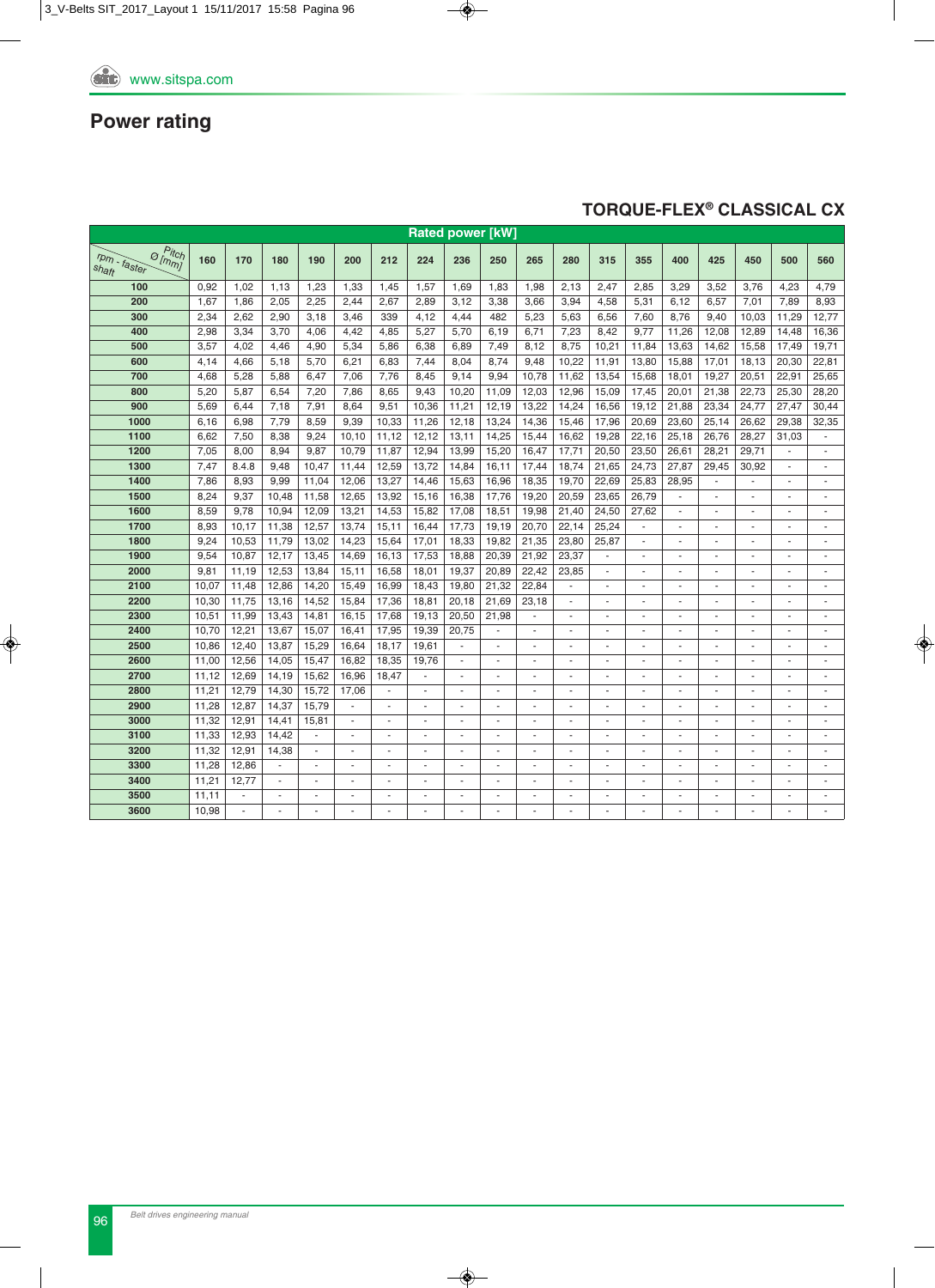## Power rating

### TORQUE-FLEX® CLASSICAL CX

| Rated power [kW] | | | | | | | | | | | | | | | | | | |
|---|---|---|---|---|---|---|---|---|---|---|---|---|---|---|---|---|---|---|
| rpm - faster shaft / Pitch Ø [mm] | 160 | 170 | 180 | 190 | 200 | 212 | 224 | 236 | 250 | 265 | 280 | 315 | 355 | 400 | 425 | 450 | 500 | 560 |
| 100 | 0,92 | 1,02 | 1,13 | 1,23 | 1,33 | 1,45 | 1,57 | 1,69 | 1,83 | 1,98 | 2,13 | 2,47 | 2,85 | 3,29 | 3,52 | 3,76 | 4,23 | 4,79 |
| 200 | 1,67 | 1,86 | 2,05 | 2,25 | 2,44 | 2,67 | 2,89 | 3,12 | 3,38 | 3,66 | 3,94 | 4,58 | 5,31 | 6,12 | 6,57 | 7,01 | 7,89 | 8,93 |
| 300 | 2,34 | 2,62 | 2,90 | 3,18 | 3,46 | 339 | 4,12 | 4,44 | 482 | 5,23 | 5,63 | 6,56 | 7,60 | 8,76 | 9,40 | 10,03 | 11,29 | 12,77 |
| 400 | 2,98 | 3,34 | 3,70 | 4,06 | 4,42 | 4,85 | 5,27 | 5,70 | 6,19 | 6,71 | 7,23 | 8,42 | 9,77 | 11,26 | 12,08 | 12,89 | 14,48 | 16,36 |
| 500 | 3,57 | 4,02 | 4,46 | 4,90 | 5,34 | 5,86 | 6,38 | 6,89 | 7,49 | 8,12 | 8,75 | 10,21 | 11,84 | 13,63 | 14,62 | 15,58 | 17,49 | 19,71 |
| 600 | 4,14 | 4,66 | 5,18 | 5,70 | 6,21 | 6,83 | 7,44 | 8,04 | 8,74 | 9,48 | 10,22 | 11,91 | 13,80 | 15,88 | 17,01 | 18,13 | 20,30 | 22,81 |
| 700 | 4,68 | 5,28 | 5,88 | 6,47 | 7,06 | 7,76 | 8,45 | 9,14 | 9,94 | 10,78 | 11,62 | 13,54 | 15,68 | 18,01 | 19,27 | 20,51 | 22,91 | 25,65 |
| 800 | 5,20 | 5,87 | 6,54 | 7,20 | 7,86 | 8,65 | 9,43 | 10,20 | 11,09 | 12,03 | 12,96 | 15,09 | 17,45 | 20,01 | 21,38 | 22,73 | 25,30 | 28,20 |
| 900 | 5,69 | 6,44 | 7,18 | 7,91 | 8,64 | 9,51 | 10,36 | 11,21 | 12,19 | 13,22 | 14,24 | 16,56 | 19,12 | 21,88 | 23,34 | 24,77 | 27,47 | 30,44 |
| 1000 | 6,16 | 6,98 | 7,79 | 8,59 | 9,39 | 10,33 | 11,26 | 12,18 | 13,24 | 14,36 | 15,46 | 17,96 | 20,69 | 23,60 | 25,14 | 26,62 | 29,38 | 32,35 |
| 1100 | 6,62 | 7,50 | 8,38 | 9,24 | 10,10 | 11,12 | 12,12 | 13,11 | 14,25 | 15,44 | 16,62 | 19,28 | 22,16 | 25,18 | 26,76 | 28,27 | 31,03 | - |
| 1200 | 7,05 | 8,00 | 8,94 | 9,87 | 10,79 | 11,87 | 12,94 | 13,99 | 15,20 | 16,47 | 17,71 | 20,50 | 23,50 | 26,61 | 28,21 | 29,71 | - | - |
| 1300 | 7,47 | 8.4.8 | 9,48 | 10,47 | 11,44 | 12,59 | 13,72 | 14,84 | 16,11 | 17,44 | 18,74 | 21,65 | 24,73 | 27,87 | 29,45 | 30,92 | - | - |
| 1400 | 7,86 | 8,93 | 9,99 | 11,04 | 12,06 | 13,27 | 14,46 | 15,63 | 16,96 | 18,35 | 19,70 | 22,69 | 25,83 | 28,95 | - | - | - | - |
| 1500 | 8,24 | 9,37 | 10,48 | 11,58 | 12,65 | 13,92 | 15,16 | 16,38 | 17,76 | 19,20 | 20,59 | 23,65 | 26,79 | - | - | - | - | - |
| 1600 | 8,59 | 9,78 | 10,94 | 12,09 | 13,21 | 14,53 | 15,82 | 17,08 | 18,51 | 19,98 | 21,40 | 24,50 | 27,62 | - | - | - | - | - |
| 1700 | 8,93 | 10,17 | 11,38 | 12,57 | 13,74 | 15,11 | 16,44 | 17,73 | 19,19 | 20,70 | 22,14 | 25,24 | - | - | - | - | - | - |
| 1800 | 9,24 | 10,53 | 11,79 | 13,02 | 14,23 | 15,64 | 17,01 | 18,33 | 19,82 | 21,35 | 23,80 | 25,87 | - | - | - | - | - | - |
| 1900 | 9,54 | 10,87 | 12,17 | 13,45 | 14,69 | 16,13 | 17,53 | 18,88 | 20,39 | 21,92 | 23,37 | - | - | - | - | - | - | - |
| 2000 | 9,81 | 11,19 | 12,53 | 13,84 | 15,11 | 16,58 | 18,01 | 19,37 | 20,89 | 22,42 | 23,85 | - | - | - | - | - | - | - |
| 2100 | 10,07 | 11,48 | 12,86 | 14,20 | 15,49 | 16,99 | 18,43 | 19,80 | 21,32 | 22,84 | - | - | - | - | - | - | - | - |
| 2200 | 10,30 | 11,75 | 13,16 | 14,52 | 15,84 | 17,36 | 18,81 | 20,18 | 21,69 | 23,18 | - | - | - | - | - | - | - | - |
| 2300 | 10,51 | 11,99 | 13,43 | 14,81 | 16,15 | 17,68 | 19,13 | 20,50 | 21,98 | - | - | - | - | - | - | - | - | - |
| 2400 | 10,70 | 12,21 | 13,67 | 15,07 | 16,41 | 17,95 | 19,39 | 20,75 | - | - | - | - | - | - | - | - | - | - |
| 2500 | 10,86 | 12,40 | 13,87 | 15,29 | 16,64 | 18,17 | 19,61 | - | - | - | - | - | - | - | - | - | - | - |
| 2600 | 11,00 | 12,56 | 14,05 | 15,47 | 16,82 | 18,35 | 19,76 | - | - | - | - | - | - | - | - | - | - | - |
| 2700 | 11,12 | 12,69 | 14,19 | 15,62 | 16,96 | 18,47 | - | - | - | - | - | - | - | - | - | - | - | - |
| 2800 | 11,21 | 12,79 | 14,30 | 15,72 | 17,06 | - | - | - | - | - | - | - | - | - | - | - | - | - |
| 2900 | 11,28 | 12,87 | 14,37 | 15,79 | - | - | - | - | - | - | - | - | - | - | - | - | - | - |
| 3000 | 11,32 | 12,91 | 14,41 | 15,81 | - | - | - | - | - | - | - | - | - | - | - | - | - | - |
| 3100 | 11,33 | 12,93 | 14,42 | - | - | - | - | - | - | - | - | - | - | - | - | - | - | - |
| 3200 | 11,32 | 12,91 | 14,38 | - | - | - | - | - | - | - | - | - | - | - | - | - | - | - |
| 3300 | 11,28 | 12,86 | - | - | - | - | - | - | - | - | - | - | - | - | - | - | - | - |
| 3400 | 11,21 | 12,77 | - | - | - | - | - | - | - | - | - | - | - | - | - | - | - | - |
| 3500 | 11,11 | - | - | - | - | - | - | - | - | - | - | - | - | - | - | - | - | - |
| 3600 | 10,98 | - | - | - | - | - | - | - | - | - | - | - | - | - | - | - | - | - |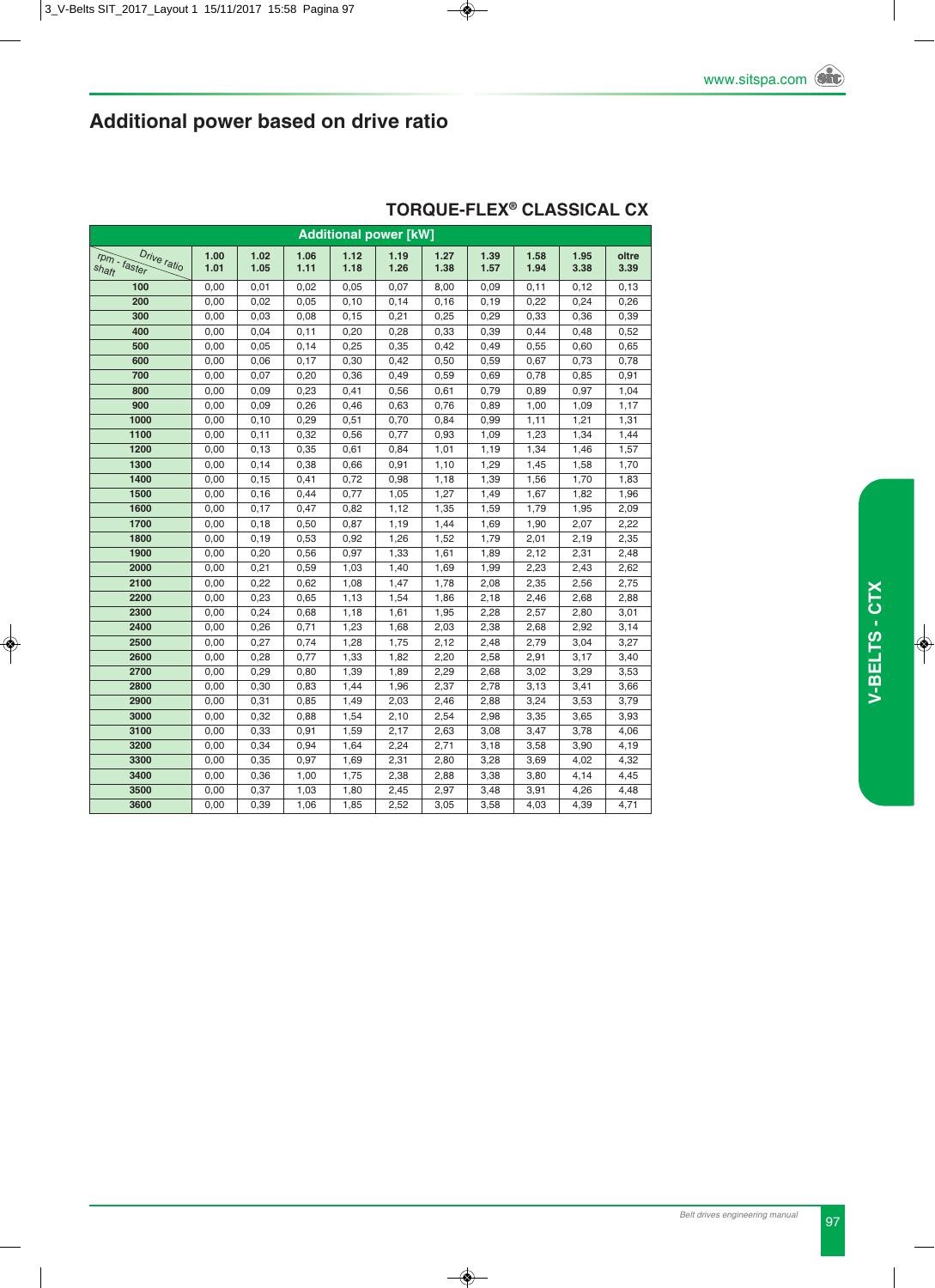# Additional power based on drive ratio

## TORQUE-FLEX® CLASSICAL CX

| Additional power [kW] | | | | | | | | | | |
|---|---|---|---|---|---|---|---|---|---|---|
| rpm - faster shaft / Drive ratio | 1.00 1.01 | 1.02 1.05 | 1.06 1.11 | 1.12 1.18 | 1.19 1.26 | 1.27 1.38 | 1.39 1.57 | 1.58 1.94 | 1.95 3.38 | oltre 3.39 |
| **100** | 0,00 | 0,01 | 0,02 | 0,05 | 0,07 | 8,00 | 0,09 | 0,11 | 0,12 | 0,13 |
| **200** | 0,00 | 0,02 | 0,05 | 0,10 | 0,14 | 0,16 | 0,19 | 0,22 | 0,24 | 0,26 |
| **300** | 0,00 | 0,03 | 0,08 | 0,15 | 0,21 | 0,25 | 0,29 | 0,33 | 0,36 | 0,39 |
| **400** | 0,00 | 0,04 | 0,11 | 0,20 | 0,28 | 0,33 | 0,39 | 0,44 | 0,48 | 0,52 |
| **500** | 0,00 | 0,05 | 0,14 | 0,25 | 0,35 | 0,42 | 0,49 | 0,55 | 0,60 | 0,65 |
| **600** | 0,00 | 0,06 | 0,17 | 0,30 | 0,42 | 0,50 | 0,59 | 0,67 | 0,73 | 0,78 |
| **700** | 0,00 | 0,07 | 0,20 | 0,36 | 0,49 | 0,59 | 0,69 | 0,78 | 0,85 | 0,91 |
| **800** | 0,00 | 0,09 | 0,23 | 0,41 | 0,56 | 0,61 | 0,79 | 0,89 | 0,97 | 1,04 |
| **900** | 0,00 | 0,09 | 0,26 | 0,46 | 0,63 | 0,76 | 0,89 | 1,00 | 1,09 | 1,17 |
| **1000** | 0,00 | 0,10 | 0,29 | 0,51 | 0,70 | 0,84 | 0,99 | 1,11 | 1,21 | 1,31 |
| **1100** | 0,00 | 0,11 | 0,32 | 0,56 | 0,77 | 0,93 | 1,09 | 1,23 | 1,34 | 1,44 |
| **1200** | 0,00 | 0,13 | 0,35 | 0,61 | 0,84 | 1,01 | 1,19 | 1,34 | 1,46 | 1,57 |
| **1300** | 0,00 | 0,14 | 0,38 | 0,66 | 0,91 | 1,10 | 1,29 | 1,45 | 1,58 | 1,70 |
| **1400** | 0,00 | 0,15 | 0,41 | 0,72 | 0,98 | 1,18 | 1,39 | 1,56 | 1,70 | 1,83 |
| **1500** | 0,00 | 0,16 | 0,44 | 0,77 | 1,05 | 1,27 | 1,49 | 1,67 | 1,82 | 1,96 |
| **1600** | 0,00 | 0,17 | 0,47 | 0,82 | 1,12 | 1,35 | 1,59 | 1,79 | 1,95 | 2,09 |
| **1700** | 0,00 | 0,18 | 0,50 | 0,87 | 1,19 | 1,44 | 1,69 | 1,90 | 2,07 | 2,22 |
| **1800** | 0,00 | 0,19 | 0,53 | 0,92 | 1,26 | 1,52 | 1,79 | 2,01 | 2,19 | 2,35 |
| **1900** | 0,00 | 0,20 | 0,56 | 0,97 | 1,33 | 1,61 | 1,89 | 2,12 | 2,31 | 2,48 |
| **2000** | 0,00 | 0,21 | 0,59 | 1,03 | 1,40 | 1,69 | 1,99 | 2,23 | 2,43 | 2,62 |
| **2100** | 0,00 | 0,22 | 0,62 | 1,08 | 1,47 | 1,78 | 2,08 | 2,35 | 2,56 | 2,75 |
| **2200** | 0,00 | 0,23 | 0,65 | 1,13 | 1,54 | 1,86 | 2,18 | 2,46 | 2,68 | 2,88 |
| **2300** | 0,00 | 0,24 | 0,68 | 1,18 | 1,61 | 1,95 | 2,28 | 2,57 | 2,80 | 3,01 |
| **2400** | 0,00 | 0,26 | 0,71 | 1,23 | 1,68 | 2,03 | 2,38 | 2,68 | 2,92 | 3,14 |
| **2500** | 0,00 | 0,27 | 0,74 | 1,28 | 1,75 | 2,12 | 2,48 | 2,79 | 3,04 | 3,27 |
| **2600** | 0,00 | 0,28 | 0,77 | 1,33 | 1,82 | 2,20 | 2,58 | 2,91 | 3,17 | 3,40 |
| **2700** | 0,00 | 0,29 | 0,80 | 1,39 | 1,89 | 2,29 | 2,68 | 3,02 | 3,29 | 3,53 |
| **2800** | 0,00 | 0,30 | 0,83 | 1,44 | 1,96 | 2,37 | 2,78 | 3,13 | 3,41 | 3,66 |
| **2900** | 0,00 | 0,31 | 0,85 | 1,49 | 2,03 | 2,46 | 2,88 | 3,24 | 3,53 | 3,79 |
| **3000** | 0,00 | 0,32 | 0,88 | 1,54 | 2,10 | 2,54 | 2,98 | 3,35 | 3,65 | 3,93 |
| **3100** | 0,00 | 0,33 | 0,91 | 1,59 | 2,17 | 2,63 | 3,08 | 3,47 | 3,78 | 4,06 |
| **3200** | 0,00 | 0,34 | 0,94 | 1,64 | 2,24 | 2,71 | 3,18 | 3,58 | 3,90 | 4,19 |
| **3300** | 0,00 | 0,35 | 0,97 | 1,69 | 2,31 | 2,80 | 3,28 | 3,69 | 4,02 | 4,32 |
| **3400** | 0,00 | 0,36 | 1,00 | 1,75 | 2,38 | 2,88 | 3,38 | 3,80 | 4,14 | 4,45 |
| **3500** | 0,00 | 0,37 | 1,03 | 1,80 | 2,45 | 2,97 | 3,48 | 3,91 | 4,26 | 4,48 |
| **3600** | 0,00 | 0,39 | 1,06 | 1,85 | 2,52 | 3,05 | 3,58 | 4,03 | 4,39 | 4,71 |